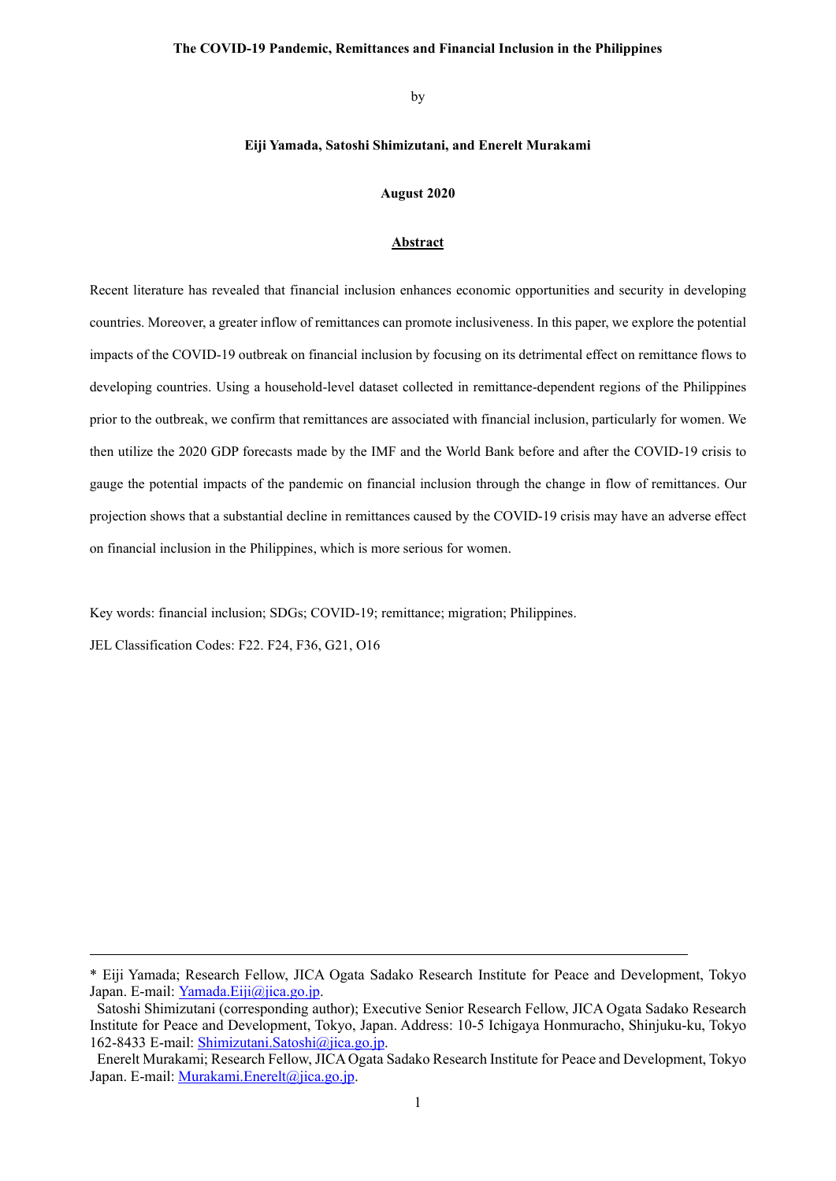# The COVID-19 Pandemic, Remittances and Financial Inclusion in the Philippines

by

**Eiji Yamada, Satoshi Shimizutani, and Enerelt Murakami**

**August 2020**

## Abstract

Recent literature has revealed that financial inclusion enhances economic opportunities and security in developing countries. Moreover, a greater inflow of remittances can promote inclusiveness. In this paper, we explore the potential impacts of the COVID-19 outbreak on financial inclusion by focusing on its detrimental effect on remittance flows to developing countries. Using a household-level dataset collected in remittance-dependent regions of the Philippines prior to the outbreak, we confirm that remittances are associated with financial inclusion, particularly for women. We then utilize the 2020 GDP forecasts made by the IMF and the World Bank before and after the COVID-19 crisis to gauge the potential impacts of the pandemic on financial inclusion through the change in flow of remittances. Our projection shows that a substantial decline in remittances caused by the COVID-19 crisis may have an adverse effect on financial inclusion in the Philippines, which is more serious for women.

Key words: financial inclusion; SDGs; COVID-19; remittance; migration; Philippines.

JEL Classification Codes: F22. F24, F36, G21, O16

---

* Eiji Yamada; Research Fellow, JICA Ogata Sadako Research Institute for Peace and Development, Tokyo Japan. E-mail: Yamada.Eiji@jica.go.jp.

Satoshi Shimizutani (corresponding author); Executive Senior Research Fellow, JICA Ogata Sadako Research Institute for Peace and Development, Tokyo, Japan. Address: 10-5 Ichigaya Honmuracho, Shinjuku-ku, Tokyo 162-8433 E-mail: Shimizutani.Satoshi@jica.go.jp.

Enerelt Murakami; Research Fellow, JICA Ogata Sadako Research Institute for Peace and Development, Tokyo Japan. E-mail: Murakami.Enerelt@jica.go.jp.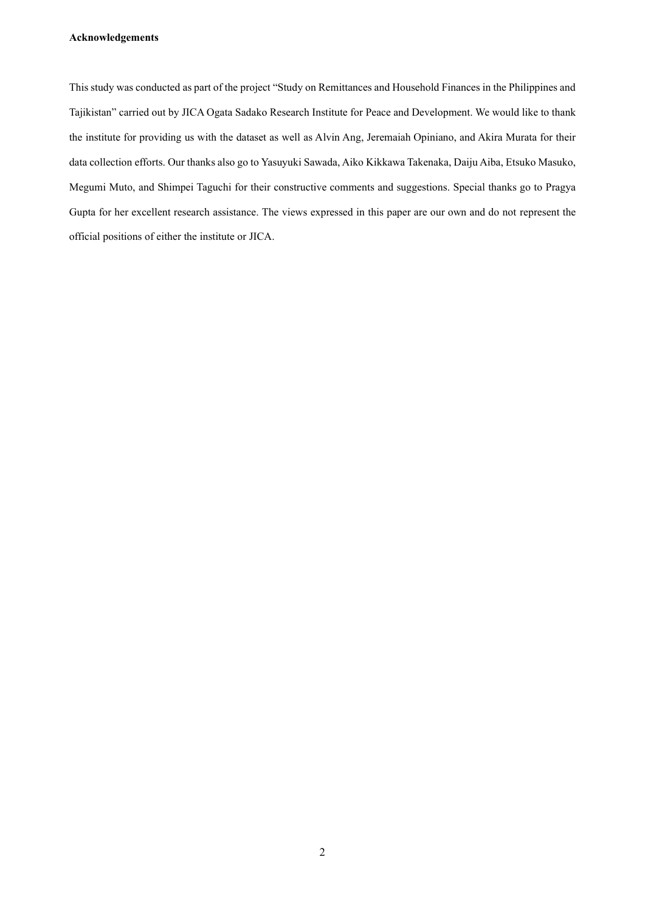**Acknowledgements**

This study was conducted as part of the project "Study on Remittances and Household Finances in the Philippines and Tajikistan" carried out by JICA Ogata Sadako Research Institute for Peace and Development. We would like to thank the institute for providing us with the dataset as well as Alvin Ang, Jeremaiah Opiniano, and Akira Murata for their data collection efforts. Our thanks also go to Yasuyuki Sawada, Aiko Kikkawa Takenaka, Daiju Aiba, Etsuko Masuko, Megumi Muto, and Shimpei Taguchi for their constructive comments and suggestions. Special thanks go to Pragya Gupta for her excellent research assistance. The views expressed in this paper are our own and do not represent the official positions of either the institute or JICA.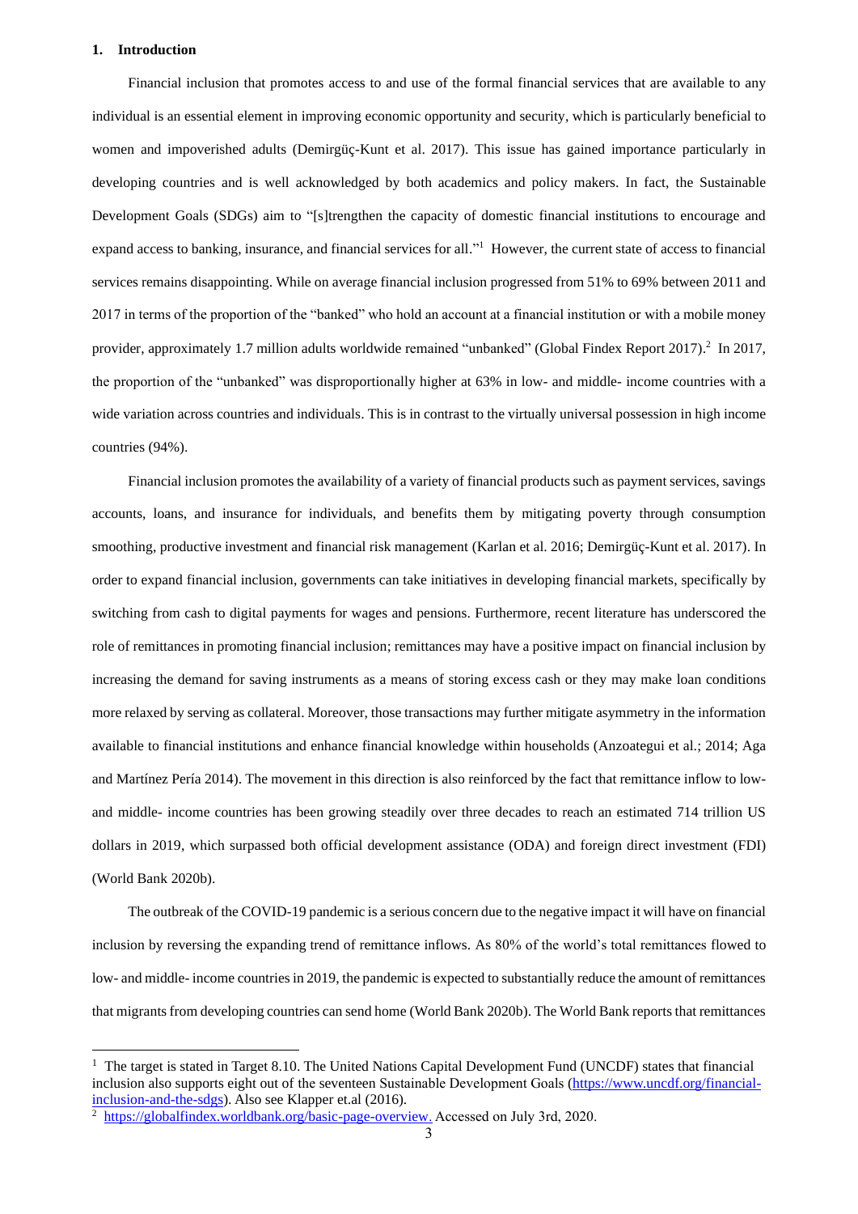## 1. Introduction

Financial inclusion that promotes access to and use of the formal financial services that are available to any individual is an essential element in improving economic opportunity and security, which is particularly beneficial to women and impoverished adults (Demirgüç-Kunt et al. 2017). This issue has gained importance particularly in developing countries and is well acknowledged by both academics and policy makers. In fact, the Sustainable Development Goals (SDGs) aim to "[s]trengthen the capacity of domestic financial institutions to encourage and expand access to banking, insurance, and financial services for all."[1] However, the current state of access to financial services remains disappointing. While on average financial inclusion progressed from 51% to 69% between 2011 and 2017 in terms of the proportion of the "banked" who hold an account at a financial institution or with a mobile money provider, approximately 1.7 million adults worldwide remained "unbanked" (Global Findex Report 2017).[2] In 2017, the proportion of the "unbanked" was disproportionally higher at 63% in low- and middle- income countries with a wide variation across countries and individuals. This is in contrast to the virtually universal possession in high income countries (94%).

Financial inclusion promotes the availability of a variety of financial products such as payment services, savings accounts, loans, and insurance for individuals, and benefits them by mitigating poverty through consumption smoothing, productive investment and financial risk management (Karlan et al. 2016; Demirgüç-Kunt et al. 2017). In order to expand financial inclusion, governments can take initiatives in developing financial markets, specifically by switching from cash to digital payments for wages and pensions. Furthermore, recent literature has underscored the role of remittances in promoting financial inclusion; remittances may have a positive impact on financial inclusion by increasing the demand for saving instruments as a means of storing excess cash or they may make loan conditions more relaxed by serving as collateral. Moreover, those transactions may further mitigate asymmetry in the information available to financial institutions and enhance financial knowledge within households (Anzoategui et al.; 2014; Aga and Martínez Pería 2014). The movement in this direction is also reinforced by the fact that remittance inflow to low- and middle- income countries has been growing steadily over three decades to reach an estimated 714 trillion US dollars in 2019, which surpassed both official development assistance (ODA) and foreign direct investment (FDI) (World Bank 2020b).

The outbreak of the COVID-19 pandemic is a serious concern due to the negative impact it will have on financial inclusion by reversing the expanding trend of remittance inflows. As 80% of the world's total remittances flowed to low- and middle- income countries in 2019, the pandemic is expected to substantially reduce the amount of remittances that migrants from developing countries can send home (World Bank 2020b). The World Bank reports that remittances

---

[1] The target is stated in Target 8.10. The United Nations Capital Development Fund (UNCDF) states that financial inclusion also supports eight out of the seventeen Sustainable Development Goals (https://www.uncdf.org/financial-inclusion-and-the-sdgs). Also see Klapper et.al (2016).

[2] https://globalfindex.worldbank.org/basic-page-overview. Accessed on July 3rd, 2020.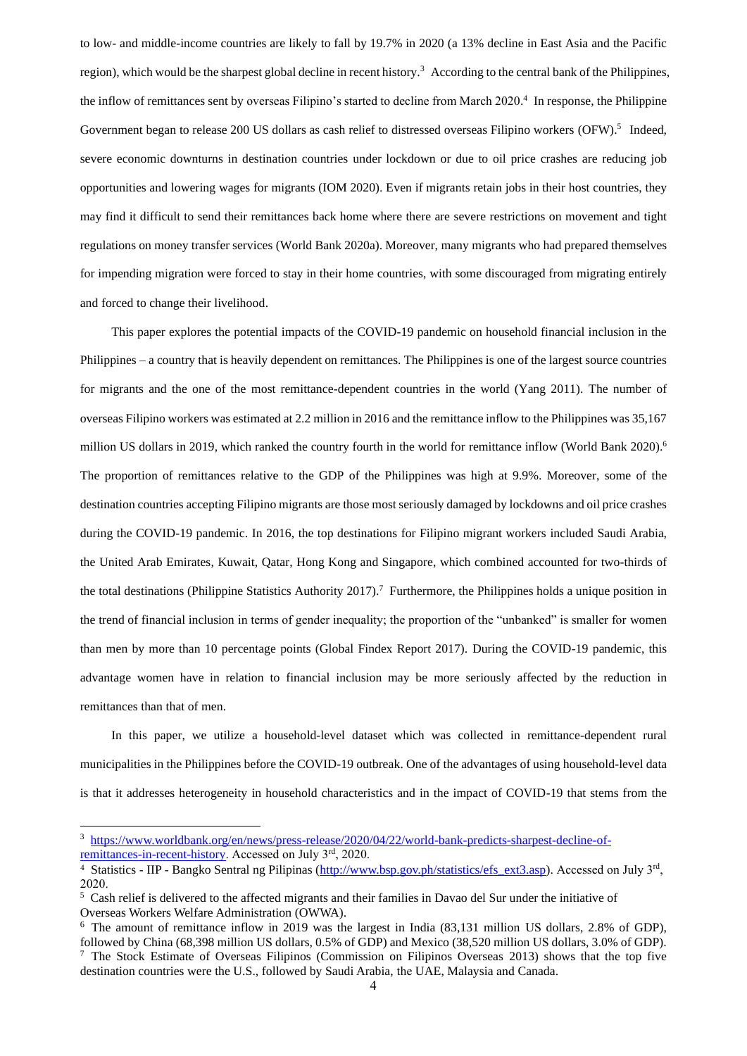to low- and middle-income countries are likely to fall by 19.7% in 2020 (a 13% decline in East Asia and the Pacific region), which would be the sharpest global decline in recent history.[3] According to the central bank of the Philippines, the inflow of remittances sent by overseas Filipino's started to decline from March 2020.[4] In response, the Philippine Government began to release 200 US dollars as cash relief to distressed overseas Filipino workers (OFW).[5] Indeed, severe economic downturns in destination countries under lockdown or due to oil price crashes are reducing job opportunities and lowering wages for migrants (IOM 2020). Even if migrants retain jobs in their host countries, they may find it difficult to send their remittances back home where there are severe restrictions on movement and tight regulations on money transfer services (World Bank 2020a). Moreover, many migrants who had prepared themselves for impending migration were forced to stay in their home countries, with some discouraged from migrating entirely and forced to change their livelihood.

This paper explores the potential impacts of the COVID-19 pandemic on household financial inclusion in the Philippines – a country that is heavily dependent on remittances. The Philippines is one of the largest source countries for migrants and the one of the most remittance-dependent countries in the world (Yang 2011). The number of overseas Filipino workers was estimated at 2.2 million in 2016 and the remittance inflow to the Philippines was 35,167 million US dollars in 2019, which ranked the country fourth in the world for remittance inflow (World Bank 2020).[6] The proportion of remittances relative to the GDP of the Philippines was high at 9.9%. Moreover, some of the destination countries accepting Filipino migrants are those most seriously damaged by lockdowns and oil price crashes during the COVID-19 pandemic. In 2016, the top destinations for Filipino migrant workers included Saudi Arabia, the United Arab Emirates, Kuwait, Qatar, Hong Kong and Singapore, which combined accounted for two-thirds of the total destinations (Philippine Statistics Authority 2017).[7] Furthermore, the Philippines holds a unique position in the trend of financial inclusion in terms of gender inequality; the proportion of the "unbanked" is smaller for women than men by more than 10 percentage points (Global Findex Report 2017). During the COVID-19 pandemic, this advantage women have in relation to financial inclusion may be more seriously affected by the reduction in remittances than that of men.

In this paper, we utilize a household-level dataset which was collected in remittance-dependent rural municipalities in the Philippines before the COVID-19 outbreak. One of the advantages of using household-level data is that it addresses heterogeneity in household characteristics and in the impact of COVID-19 that stems from the

---

[3] https://www.worldbank.org/en/news/press-release/2020/04/22/world-bank-predicts-sharpest-decline-of-remittances-in-recent-history. Accessed on July 3rd, 2020.

[4] Statistics - IIP - Bangko Sentral ng Pilipinas (http://www.bsp.gov.ph/statistics/efs_ext3.asp). Accessed on July 3rd, 2020.

[5] Cash relief is delivered to the affected migrants and their families in Davao del Sur under the initiative of Overseas Workers Welfare Administration (OWWA).

[6] The amount of remittance inflow in 2019 was the largest in India (83,131 million US dollars, 2.8% of GDP), followed by China (68,398 million US dollars, 0.5% of GDP) and Mexico (38,520 million US dollars, 3.0% of GDP).

[7] The Stock Estimate of Overseas Filipinos (Commission on Filipinos Overseas 2013) shows that the top five destination countries were the U.S., followed by Saudi Arabia, the UAE, Malaysia and Canada.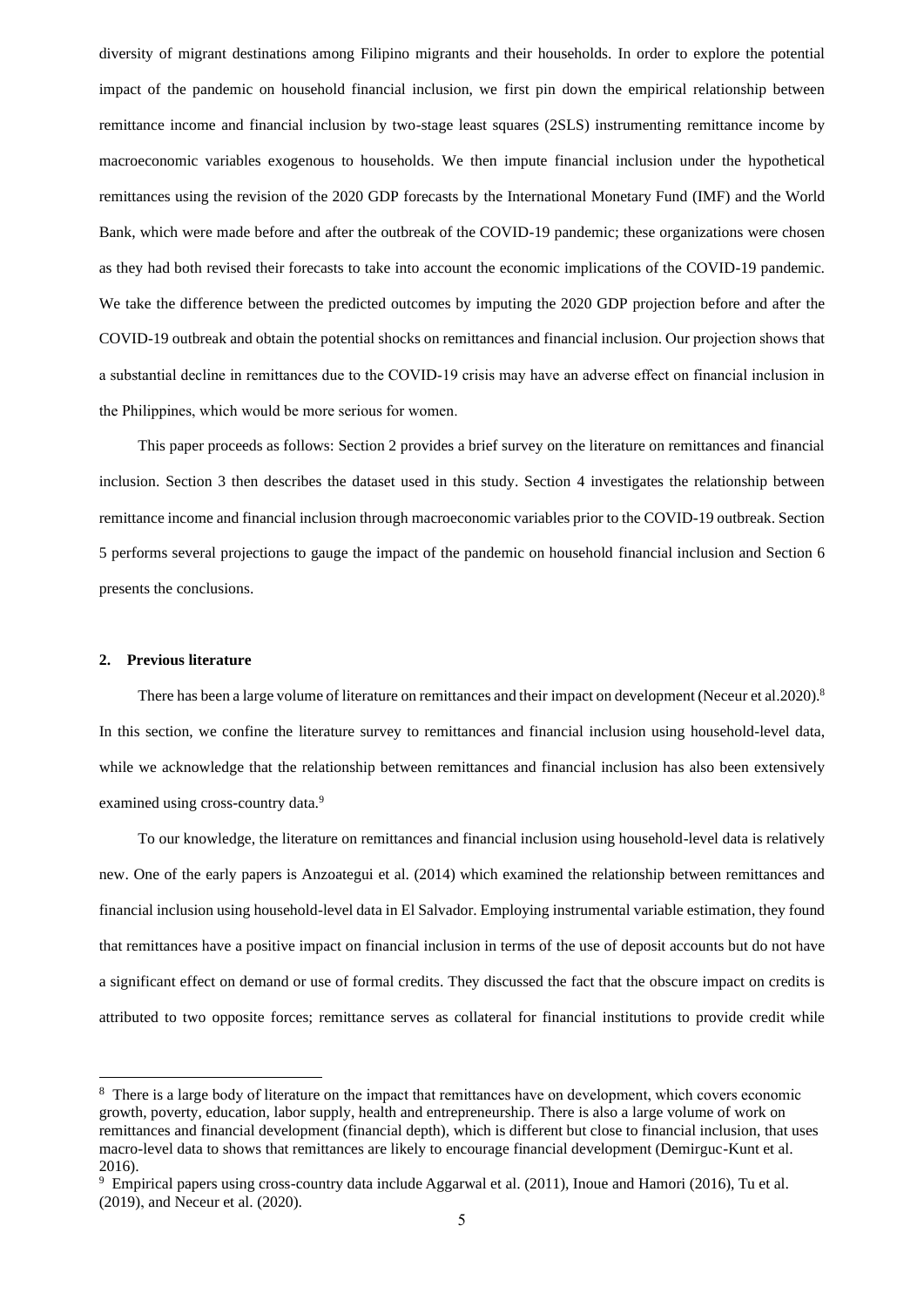diversity of migrant destinations among Filipino migrants and their households. In order to explore the potential impact of the pandemic on household financial inclusion, we first pin down the empirical relationship between remittance income and financial inclusion by two-stage least squares (2SLS) instrumenting remittance income by macroeconomic variables exogenous to households. We then impute financial inclusion under the hypothetical remittances using the revision of the 2020 GDP forecasts by the International Monetary Fund (IMF) and the World Bank, which were made before and after the outbreak of the COVID-19 pandemic; these organizations were chosen as they had both revised their forecasts to take into account the economic implications of the COVID-19 pandemic. We take the difference between the predicted outcomes by imputing the 2020 GDP projection before and after the COVID-19 outbreak and obtain the potential shocks on remittances and financial inclusion. Our projection shows that a substantial decline in remittances due to the COVID-19 crisis may have an adverse effect on financial inclusion in the Philippines, which would be more serious for women.

This paper proceeds as follows: Section 2 provides a brief survey on the literature on remittances and financial inclusion. Section 3 then describes the dataset used in this study. Section 4 investigates the relationship between remittance income and financial inclusion through macroeconomic variables prior to the COVID-19 outbreak. Section 5 performs several projections to gauge the impact of the pandemic on household financial inclusion and Section 6 presents the conclusions.

## 2. Previous literature

There has been a large volume of literature on remittances and their impact on development (Neceur et al.2020).[8] In this section, we confine the literature survey to remittances and financial inclusion using household-level data, while we acknowledge that the relationship between remittances and financial inclusion has also been extensively examined using cross-country data.[9]

To our knowledge, the literature on remittances and financial inclusion using household-level data is relatively new. One of the early papers is Anzoategui et al. (2014) which examined the relationship between remittances and financial inclusion using household-level data in El Salvador. Employing instrumental variable estimation, they found that remittances have a positive impact on financial inclusion in terms of the use of deposit accounts but do not have a significant effect on demand or use of formal credits. They discussed the fact that the obscure impact on credits is attributed to two opposite forces; remittance serves as collateral for financial institutions to provide credit while

---

[8] There is a large body of literature on the impact that remittances have on development, which covers economic growth, poverty, education, labor supply, health and entrepreneurship. There is also a large volume of work on remittances and financial development (financial depth), which is different but close to financial inclusion, that uses macro-level data to shows that remittances are likely to encourage financial development (Demirguc-Kunt et al. 2016).

[9] Empirical papers using cross-country data include Aggarwal et al. (2011), Inoue and Hamori (2016), Tu et al. (2019), and Neceur et al. (2020).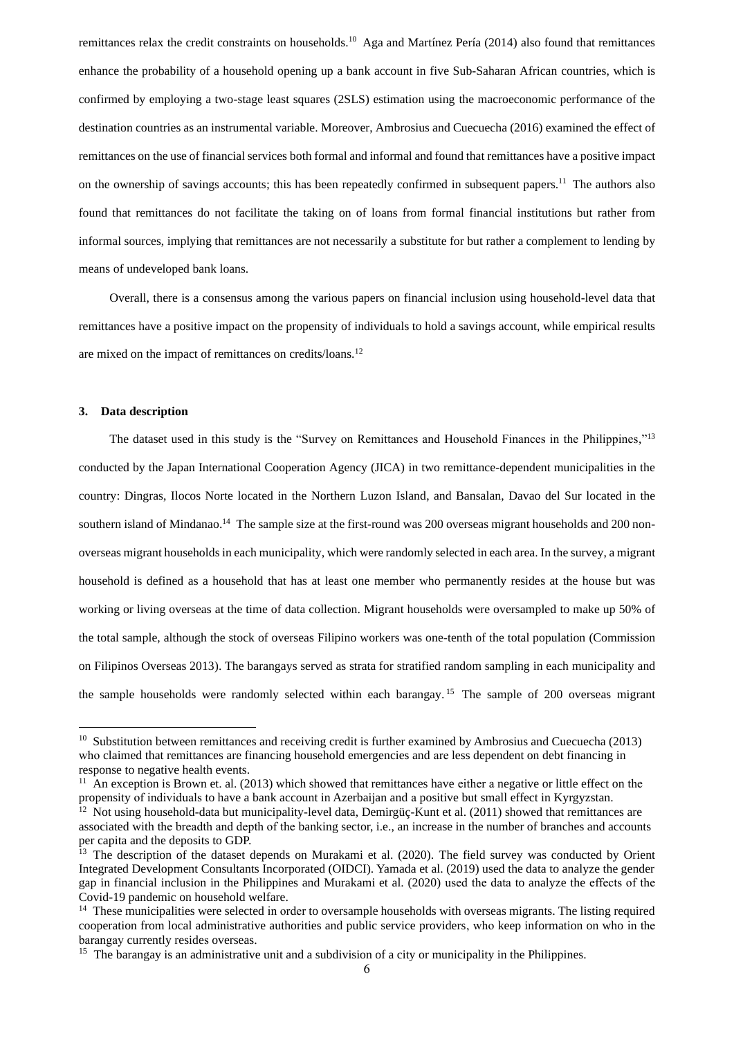remittances relax the credit constraints on households.[10] Aga and Martínez Pería (2014) also found that remittances enhance the probability of a household opening up a bank account in five Sub-Saharan African countries, which is confirmed by employing a two-stage least squares (2SLS) estimation using the macroeconomic performance of the destination countries as an instrumental variable. Moreover, Ambrosius and Cuecuecha (2016) examined the effect of remittances on the use of financial services both formal and informal and found that remittances have a positive impact on the ownership of savings accounts; this has been repeatedly confirmed in subsequent papers.[11] The authors also found that remittances do not facilitate the taking on of loans from formal financial institutions but rather from informal sources, implying that remittances are not necessarily a substitute for but rather a complement to lending by means of undeveloped bank loans.

Overall, there is a consensus among the various papers on financial inclusion using household-level data that remittances have a positive impact on the propensity of individuals to hold a savings account, while empirical results are mixed on the impact of remittances on credits/loans.[12]

## 3. Data description

The dataset used in this study is the "Survey on Remittances and Household Finances in the Philippines,"[13] conducted by the Japan International Cooperation Agency (JICA) in two remittance-dependent municipalities in the country: Dingras, Ilocos Norte located in the Northern Luzon Island, and Bansalan, Davao del Sur located in the southern island of Mindanao.[14] The sample size at the first-round was 200 overseas migrant households and 200 non-overseas migrant households in each municipality, which were randomly selected in each area. In the survey, a migrant household is defined as a household that has at least one member who permanently resides at the house but was working or living overseas at the time of data collection. Migrant households were oversampled to make up 50% of the total sample, although the stock of overseas Filipino workers was one-tenth of the total population (Commission on Filipinos Overseas 2013). The barangays served as strata for stratified random sampling in each municipality and the sample households were randomly selected within each barangay.[15] The sample of 200 overseas migrant

---

[10] Substitution between remittances and receiving credit is further examined by Ambrosius and Cuecuecha (2013) who claimed that remittances are financing household emergencies and are less dependent on debt financing in response to negative health events.

[11] An exception is Brown et. al. (2013) which showed that remittances have either a negative or little effect on the propensity of individuals to have a bank account in Azerbaijan and a positive but small effect in Kyrgyzstan.

[12] Not using household-data but municipality-level data, Demirgüç-Kunt et al. (2011) showed that remittances are associated with the breadth and depth of the banking sector, i.e., an increase in the number of branches and accounts per capita and the deposits to GDP.

[13] The description of the dataset depends on Murakami et al. (2020). The field survey was conducted by Orient Integrated Development Consultants Incorporated (OIDCI). Yamada et al. (2019) used the data to analyze the gender gap in financial inclusion in the Philippines and Murakami et al. (2020) used the data to analyze the effects of the Covid-19 pandemic on household welfare.

[14] These municipalities were selected in order to oversample households with overseas migrants. The listing required cooperation from local administrative authorities and public service providers, who keep information on who in the barangay currently resides overseas.

[15] The barangay is an administrative unit and a subdivision of a city or municipality in the Philippines.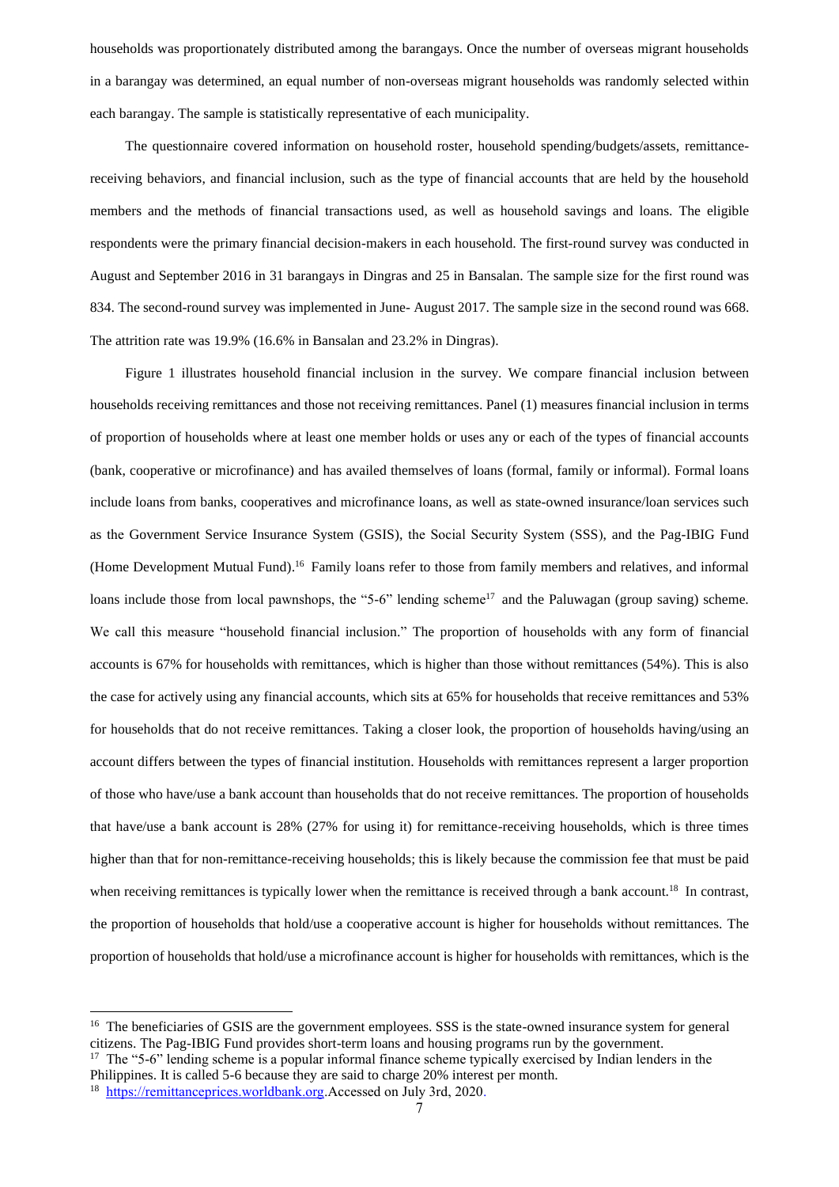households was proportionately distributed among the barangays. Once the number of overseas migrant households in a barangay was determined, an equal number of non-overseas migrant households was randomly selected within each barangay. The sample is statistically representative of each municipality.

The questionnaire covered information on household roster, household spending/budgets/assets, remittance-receiving behaviors, and financial inclusion, such as the type of financial accounts that are held by the household members and the methods of financial transactions used, as well as household savings and loans. The eligible respondents were the primary financial decision-makers in each household. The first-round survey was conducted in August and September 2016 in 31 barangays in Dingras and 25 in Bansalan. The sample size for the first round was 834. The second-round survey was implemented in June- August 2017. The sample size in the second round was 668. The attrition rate was 19.9% (16.6% in Bansalan and 23.2% in Dingras).

Figure 1 illustrates household financial inclusion in the survey. We compare financial inclusion between households receiving remittances and those not receiving remittances. Panel (1) measures financial inclusion in terms of proportion of households where at least one member holds or uses any or each of the types of financial accounts (bank, cooperative or microfinance) and has availed themselves of loans (formal, family or informal). Formal loans include loans from banks, cooperatives and microfinance loans, as well as state-owned insurance/loan services such as the Government Service Insurance System (GSIS), the Social Security System (SSS), and the Pag-IBIG Fund (Home Development Mutual Fund).[16] Family loans refer to those from family members and relatives, and informal loans include those from local pawnshops, the "5-6" lending scheme[17] and the Paluwagan (group saving) scheme. We call this measure "household financial inclusion." The proportion of households with any form of financial accounts is 67% for households with remittances, which is higher than those without remittances (54%). This is also the case for actively using any financial accounts, which sits at 65% for households that receive remittances and 53% for households that do not receive remittances. Taking a closer look, the proportion of households having/using an account differs between the types of financial institution. Households with remittances represent a larger proportion of those who have/use a bank account than households that do not receive remittances. The proportion of households that have/use a bank account is 28% (27% for using it) for remittance-receiving households, which is three times higher than that for non-remittance-receiving households; this is likely because the commission fee that must be paid when receiving remittances is typically lower when the remittance is received through a bank account.[18] In contrast, the proportion of households that hold/use a cooperative account is higher for households without remittances. The proportion of households that hold/use a microfinance account is higher for households with remittances, which is the

---

[16] The beneficiaries of GSIS are the government employees. SSS is the state-owned insurance system for general citizens. The Pag-IBIG Fund provides short-term loans and housing programs run by the government.

[17] The "5-6" lending scheme is a popular informal finance scheme typically exercised by Indian lenders in the Philippines. It is called 5-6 because they are said to charge 20% interest per month.

[18] https://remittanceprices.worldbank.org.Accessed on July 3rd, 2020.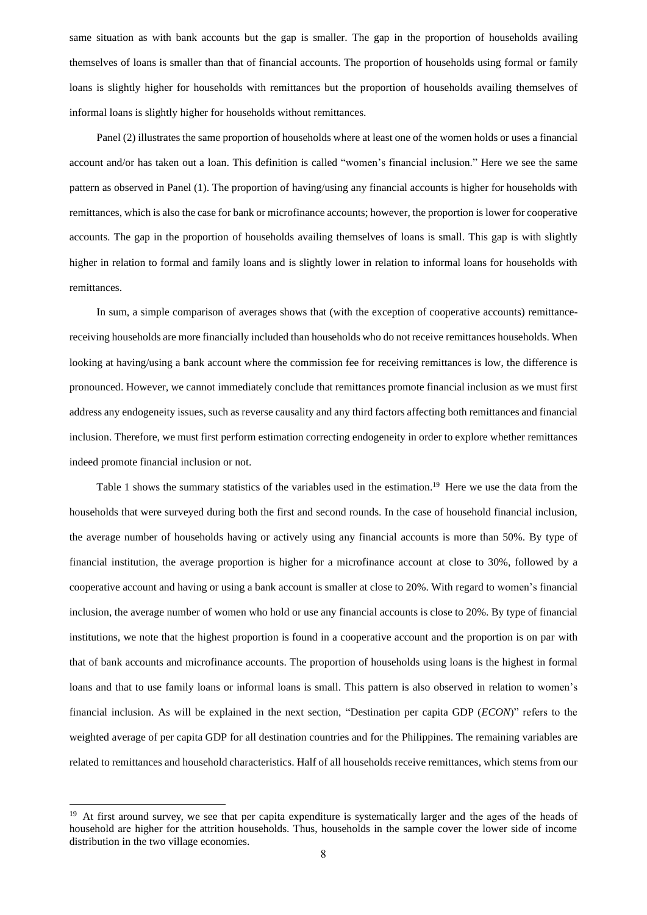same situation as with bank accounts but the gap is smaller. The gap in the proportion of households availing themselves of loans is smaller than that of financial accounts. The proportion of households using formal or family loans is slightly higher for households with remittances but the proportion of households availing themselves of informal loans is slightly higher for households without remittances.

Panel (2) illustrates the same proportion of households where at least one of the women holds or uses a financial account and/or has taken out a loan. This definition is called "women's financial inclusion." Here we see the same pattern as observed in Panel (1). The proportion of having/using any financial accounts is higher for households with remittances, which is also the case for bank or microfinance accounts; however, the proportion is lower for cooperative accounts. The gap in the proportion of households availing themselves of loans is small. This gap is with slightly higher in relation to formal and family loans and is slightly lower in relation to informal loans for households with remittances.

In sum, a simple comparison of averages shows that (with the exception of cooperative accounts) remittance-receiving households are more financially included than households who do not receive remittances households. When looking at having/using a bank account where the commission fee for receiving remittances is low, the difference is pronounced. However, we cannot immediately conclude that remittances promote financial inclusion as we must first address any endogeneity issues, such as reverse causality and any third factors affecting both remittances and financial inclusion. Therefore, we must first perform estimation correcting endogeneity in order to explore whether remittances indeed promote financial inclusion or not.

Table 1 shows the summary statistics of the variables used in the estimation.[19] Here we use the data from the households that were surveyed during both the first and second rounds. In the case of household financial inclusion, the average number of households having or actively using any financial accounts is more than 50%. By type of financial institution, the average proportion is higher for a microfinance account at close to 30%, followed by a cooperative account and having or using a bank account is smaller at close to 20%. With regard to women's financial inclusion, the average number of women who hold or use any financial accounts is close to 20%. By type of financial institutions, we note that the highest proportion is found in a cooperative account and the proportion is on par with that of bank accounts and microfinance accounts. The proportion of households using loans is the highest in formal loans and that to use family loans or informal loans is small. This pattern is also observed in relation to women's financial inclusion. As will be explained in the next section, "Destination per capita GDP (*ECON*)" refers to the weighted average of per capita GDP for all destination countries and for the Philippines. The remaining variables are related to remittances and household characteristics. Half of all households receive remittances, which stems from our

[19] At first around survey, we see that per capita expenditure is systematically larger and the ages of the heads of household are higher for the attrition households. Thus, households in the sample cover the lower side of income distribution in the two village economies.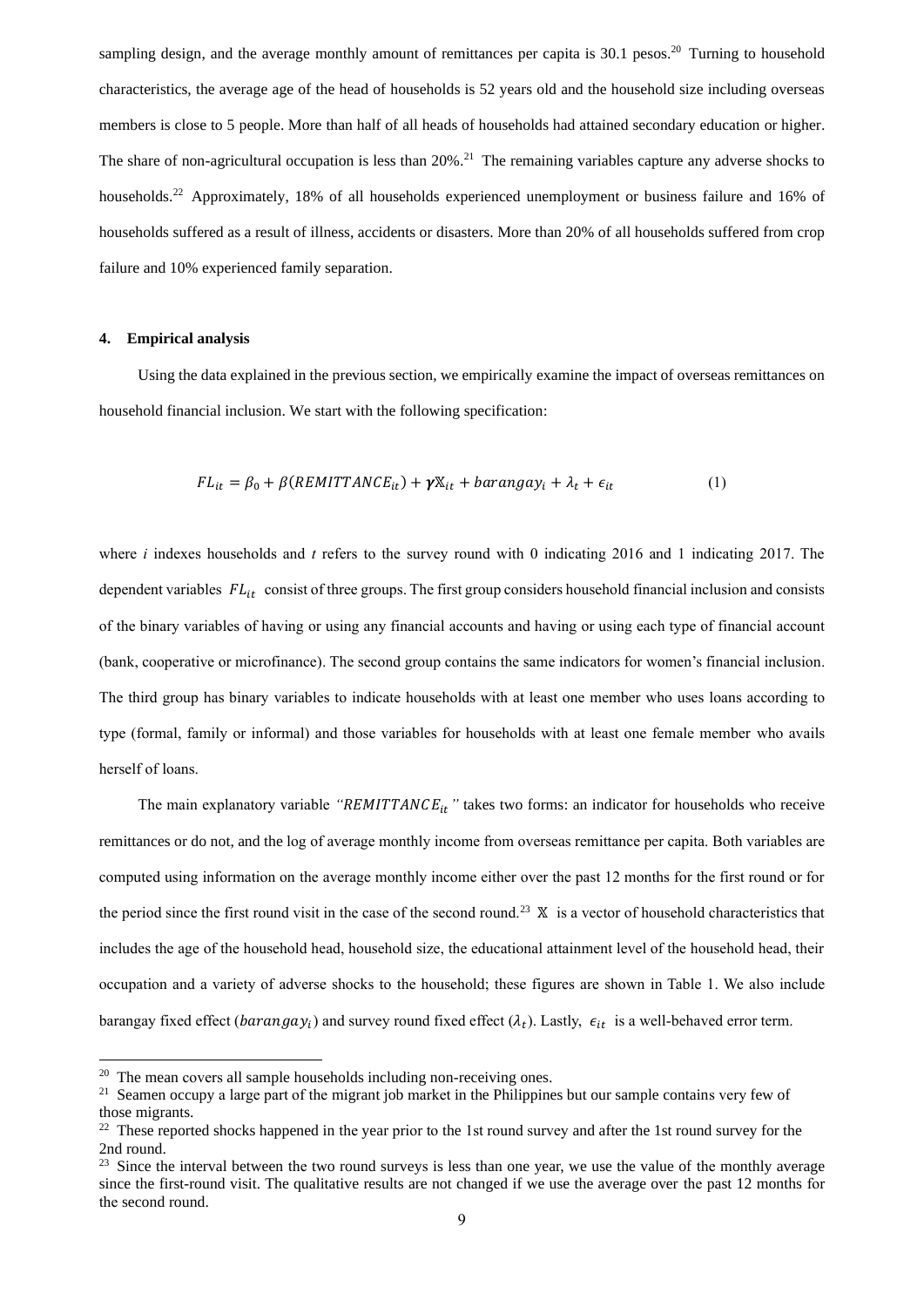sampling design, and the average monthly amount of remittances per capita is 30.1 pesos.[20] Turning to household characteristics, the average age of the head of households is 52 years old and the household size including overseas members is close to 5 people. More than half of all heads of households had attained secondary education or higher. The share of non-agricultural occupation is less than 20%.[21] The remaining variables capture any adverse shocks to households.[22] Approximately, 18% of all households experienced unemployment or business failure and 16% of households suffered as a result of illness, accidents or disasters. More than 20% of all households suffered from crop failure and 10% experienced family separation.

## 4. Empirical analysis

Using the data explained in the previous section, we empirically examine the impact of overseas remittances on household financial inclusion. We start with the following specification:

$$FL_{it} = \beta_0 + \beta(REMITTANCE_{it}) + \boldsymbol{\gamma}\mathbb{X}_{it} + barangay_i + \lambda_t + \epsilon_{it} \tag{1}$$

where *i* indexes households and *t* refers to the survey round with 0 indicating 2016 and 1 indicating 2017. The dependent variables $FL_{it}$ consist of three groups. The first group considers household financial inclusion and consists of the binary variables of having or using any financial accounts and having or using each type of financial account (bank, cooperative or microfinance). The second group contains the same indicators for women's financial inclusion. The third group has binary variables to indicate households with at least one member who uses loans according to type (formal, family or informal) and those variables for households with at least one female member who avails herself of loans.

The main explanatory variable *"$REMITTANCE_{it}$"* takes two forms: an indicator for households who receive remittances or do not, and the log of average monthly income from overseas remittance per capita. Both variables are computed using information on the average monthly income either over the past 12 months for the first round or for the period since the first round visit in the case of the second round.[23] $\mathbb{X}$ is a vector of household characteristics that includes the age of the household head, household size, the educational attainment level of the household head, their occupation and a variety of adverse shocks to the household; these figures are shown in Table 1. We also include barangay fixed effect ($barangay_i$) and survey round fixed effect ($\lambda_t$). Lastly, $\epsilon_{it}$ is a well-behaved error term.

---

[20] The mean covers all sample households including non-receiving ones.

[21] Seamen occupy a large part of the migrant job market in the Philippines but our sample contains very few of those migrants.

[22] These reported shocks happened in the year prior to the 1st round survey and after the 1st round survey for the 2nd round.

[23] Since the interval between the two round surveys is less than one year, we use the value of the monthly average since the first-round visit. The qualitative results are not changed if we use the average over the past 12 months for the second round.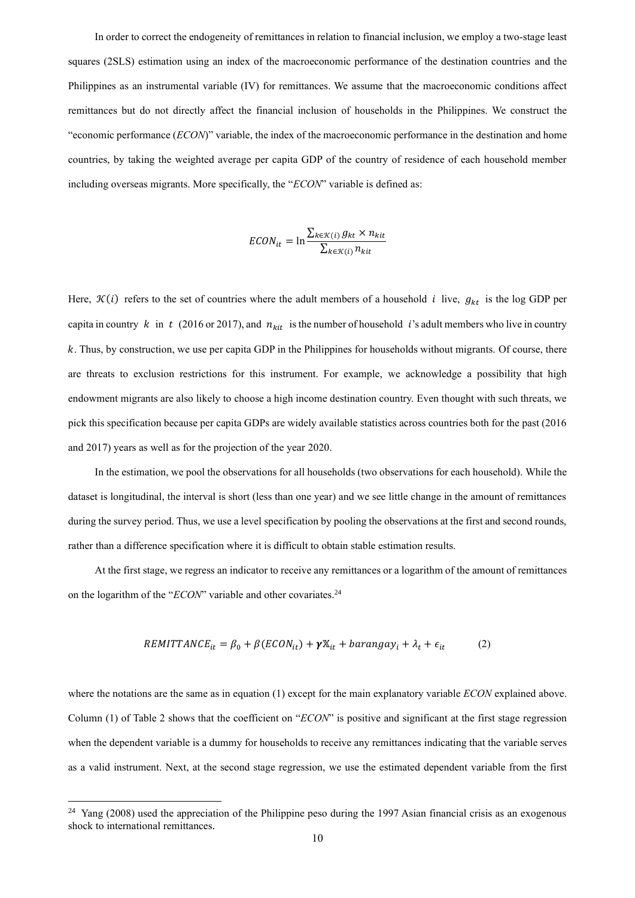In order to correct the endogeneity of remittances in relation to financial inclusion, we employ a two-stage least squares (2SLS) estimation using an index of the macroeconomic performance of the destination countries and the Philippines as an instrumental variable (IV) for remittances. We assume that the macroeconomic conditions affect remittances but do not directly affect the financial inclusion of households in the Philippines. We construct the "economic performance (*ECON*)" variable, the index of the macroeconomic performance in the destination and home countries, by taking the weighted average per capita GDP of the country of residence of each household member including overseas migrants. More specifically, the "*ECON*" variable is defined as:

$$ECON_{it} = \ln \frac{\sum_{k \in \mathcal{K}(i)} g_{kt} \times n_{kit}}{\sum_{k \in \mathcal{K}(i)} n_{kit}}$$

Here, $\mathcal{K}(i)$ refers to the set of countries where the adult members of a household $i$ live, $g_{kt}$ is the log GDP per capita in country $k$ in $t$ (2016 or 2017), and $n_{kit}$ is the number of household $i$'s adult members who live in country $k$. Thus, by construction, we use per capita GDP in the Philippines for households without migrants. Of course, there are threats to exclusion restrictions for this instrument. For example, we acknowledge a possibility that high endowment migrants are also likely to choose a high income destination country. Even thought with such threats, we pick this specification because per capita GDPs are widely available statistics across countries both for the past (2016 and 2017) years as well as for the projection of the year 2020.

In the estimation, we pool the observations for all households (two observations for each household). While the dataset is longitudinal, the interval is short (less than one year) and we see little change in the amount of remittances during the survey period. Thus, we use a level specification by pooling the observations at the first and second rounds, rather than a difference specification where it is difficult to obtain stable estimation results.

At the first stage, we regress an indicator to receive any remittances or a logarithm of the amount of remittances on the logarithm of the "*ECON*" variable and other covariates.[24]

$$REMITTANCE_{it} = \beta_0 + \beta(ECON_{it}) + \boldsymbol{\gamma}\mathbb{X}_{it} + barangay_i + \lambda_t + \epsilon_{it} \qquad (2)$$

where the notations are the same as in equation (1) except for the main explanatory variable *ECON* explained above. Column (1) of Table 2 shows that the coefficient on "*ECON*" is positive and significant at the first stage regression when the dependent variable is a dummy for households to receive any remittances indicating that the variable serves as a valid instrument. Next, at the second stage regression, we use the estimated dependent variable from the first

---

[24] Yang (2008) used the appreciation of the Philippine peso during the 1997 Asian financial crisis as an exogenous shock to international remittances.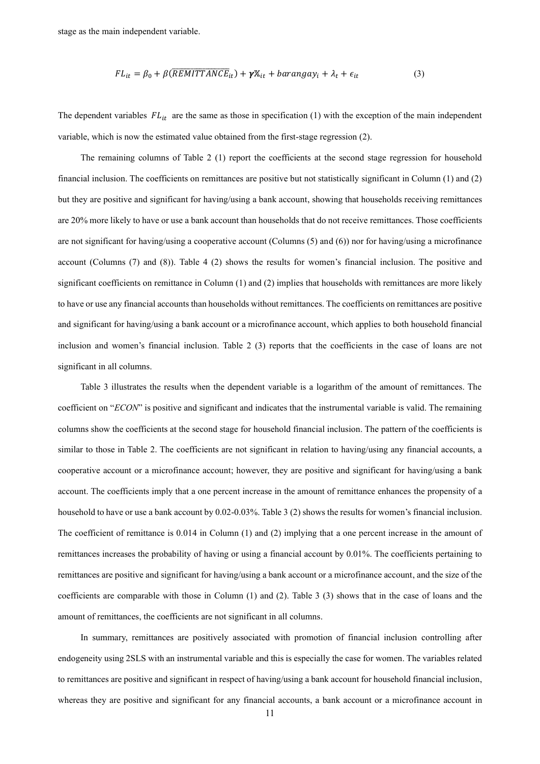stage as the main independent variable.

$$FL_{it} = \beta_0 + \beta(\widehat{REMITTANCE_{it}}) + \boldsymbol{\gamma}\mathbb{X}_{it} + barangay_i + \lambda_t + \epsilon_{it} \tag{3}$$

The dependent variables $FL_{it}$ are the same as those in specification (1) with the exception of the main independent variable, which is now the estimated value obtained from the first-stage regression (2).

The remaining columns of Table 2 (1) report the coefficients at the second stage regression for household financial inclusion. The coefficients on remittances are positive but not statistically significant in Column (1) and (2) but they are positive and significant for having/using a bank account, showing that households receiving remittances are 20% more likely to have or use a bank account than households that do not receive remittances. Those coefficients are not significant for having/using a cooperative account (Columns (5) and (6)) nor for having/using a microfinance account (Columns (7) and (8)). Table 4 (2) shows the results for women's financial inclusion. The positive and significant coefficients on remittance in Column (1) and (2) implies that households with remittances are more likely to have or use any financial accounts than households without remittances. The coefficients on remittances are positive and significant for having/using a bank account or a microfinance account, which applies to both household financial inclusion and women's financial inclusion. Table 2 (3) reports that the coefficients in the case of loans are not significant in all columns.

Table 3 illustrates the results when the dependent variable is a logarithm of the amount of remittances. The coefficient on "*ECON*" is positive and significant and indicates that the instrumental variable is valid. The remaining columns show the coefficients at the second stage for household financial inclusion. The pattern of the coefficients is similar to those in Table 2. The coefficients are not significant in relation to having/using any financial accounts, a cooperative account or a microfinance account; however, they are positive and significant for having/using a bank account. The coefficients imply that a one percent increase in the amount of remittance enhances the propensity of a household to have or use a bank account by 0.02-0.03%. Table 3 (2) shows the results for women's financial inclusion. The coefficient of remittance is 0.014 in Column (1) and (2) implying that a one percent increase in the amount of remittances increases the probability of having or using a financial account by 0.01%. The coefficients pertaining to remittances are positive and significant for having/using a bank account or a microfinance account, and the size of the coefficients are comparable with those in Column (1) and (2). Table 3 (3) shows that in the case of loans and the amount of remittances, the coefficients are not significant in all columns.

In summary, remittances are positively associated with promotion of financial inclusion controlling after endogeneity using 2SLS with an instrumental variable and this is especially the case for women. The variables related to remittances are positive and significant in respect of having/using a bank account for household financial inclusion, whereas they are positive and significant for any financial accounts, a bank account or a microfinance account in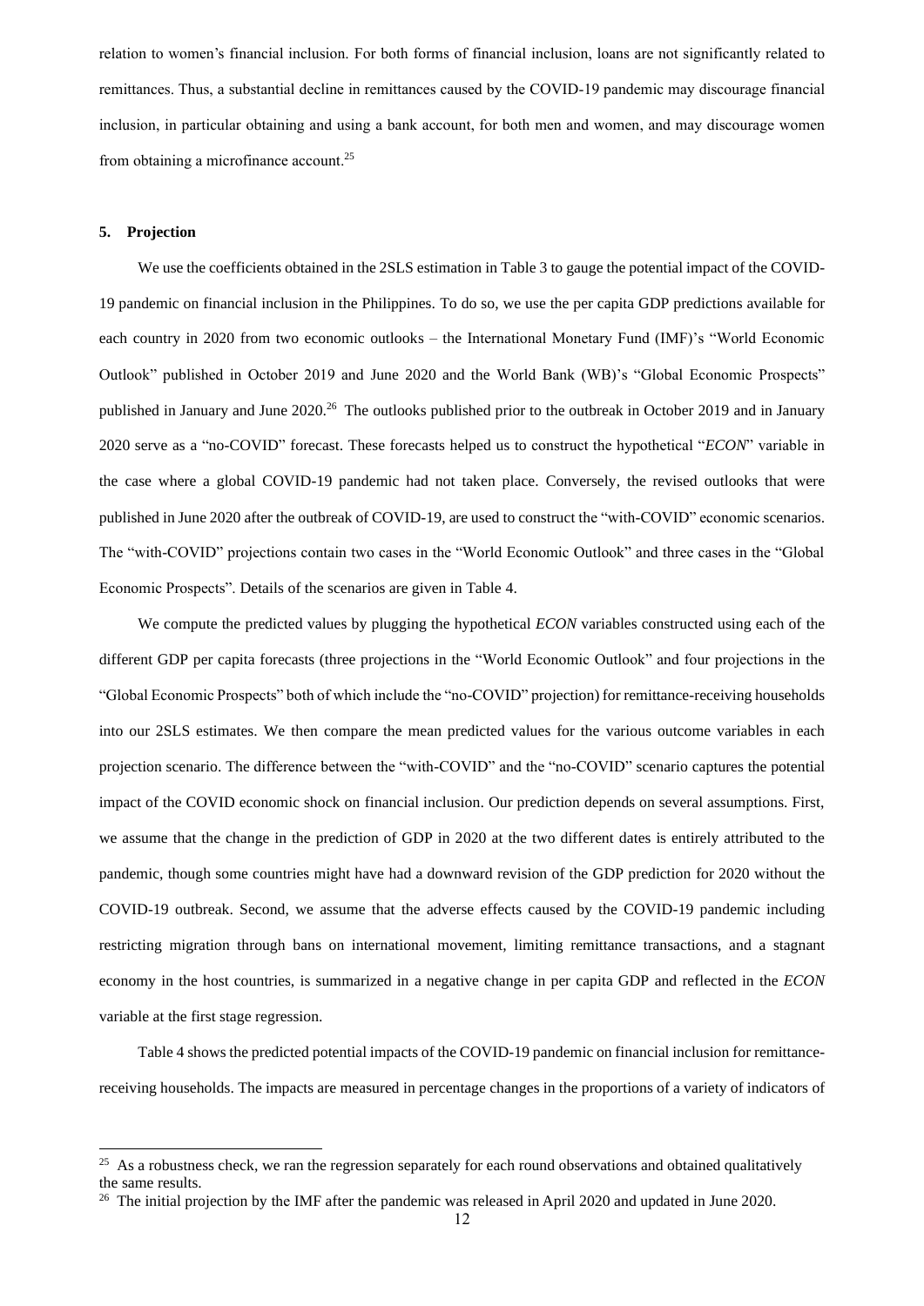relation to women's financial inclusion. For both forms of financial inclusion, loans are not significantly related to remittances. Thus, a substantial decline in remittances caused by the COVID-19 pandemic may discourage financial inclusion, in particular obtaining and using a bank account, for both men and women, and may discourage women from obtaining a microfinance account.[25]

## 5. Projection

We use the coefficients obtained in the 2SLS estimation in Table 3 to gauge the potential impact of the COVID-19 pandemic on financial inclusion in the Philippines. To do so, we use the per capita GDP predictions available for each country in 2020 from two economic outlooks – the International Monetary Fund (IMF)'s "World Economic Outlook" published in October 2019 and June 2020 and the World Bank (WB)'s "Global Economic Prospects" published in January and June 2020.[26] The outlooks published prior to the outbreak in October 2019 and in January 2020 serve as a "no-COVID" forecast. These forecasts helped us to construct the hypothetical "*ECON*" variable in the case where a global COVID-19 pandemic had not taken place. Conversely, the revised outlooks that were published in June 2020 after the outbreak of COVID-19, are used to construct the "with-COVID" economic scenarios. The "with-COVID" projections contain two cases in the "World Economic Outlook" and three cases in the "Global Economic Prospects". Details of the scenarios are given in Table 4.

We compute the predicted values by plugging the hypothetical *ECON* variables constructed using each of the different GDP per capita forecasts (three projections in the "World Economic Outlook" and four projections in the "Global Economic Prospects" both of which include the "no-COVID" projection) for remittance-receiving households into our 2SLS estimates. We then compare the mean predicted values for the various outcome variables in each projection scenario. The difference between the "with-COVID" and the "no-COVID" scenario captures the potential impact of the COVID economic shock on financial inclusion. Our prediction depends on several assumptions. First, we assume that the change in the prediction of GDP in 2020 at the two different dates is entirely attributed to the pandemic, though some countries might have had a downward revision of the GDP prediction for 2020 without the COVID-19 outbreak. Second, we assume that the adverse effects caused by the COVID-19 pandemic including restricting migration through bans on international movement, limiting remittance transactions, and a stagnant economy in the host countries, is summarized in a negative change in per capita GDP and reflected in the *ECON* variable at the first stage regression.

Table 4 shows the predicted potential impacts of the COVID-19 pandemic on financial inclusion for remittance-receiving households. The impacts are measured in percentage changes in the proportions of a variety of indicators of

---

[25] As a robustness check, we ran the regression separately for each round observations and obtained qualitatively the same results.

[26] The initial projection by the IMF after the pandemic was released in April 2020 and updated in June 2020.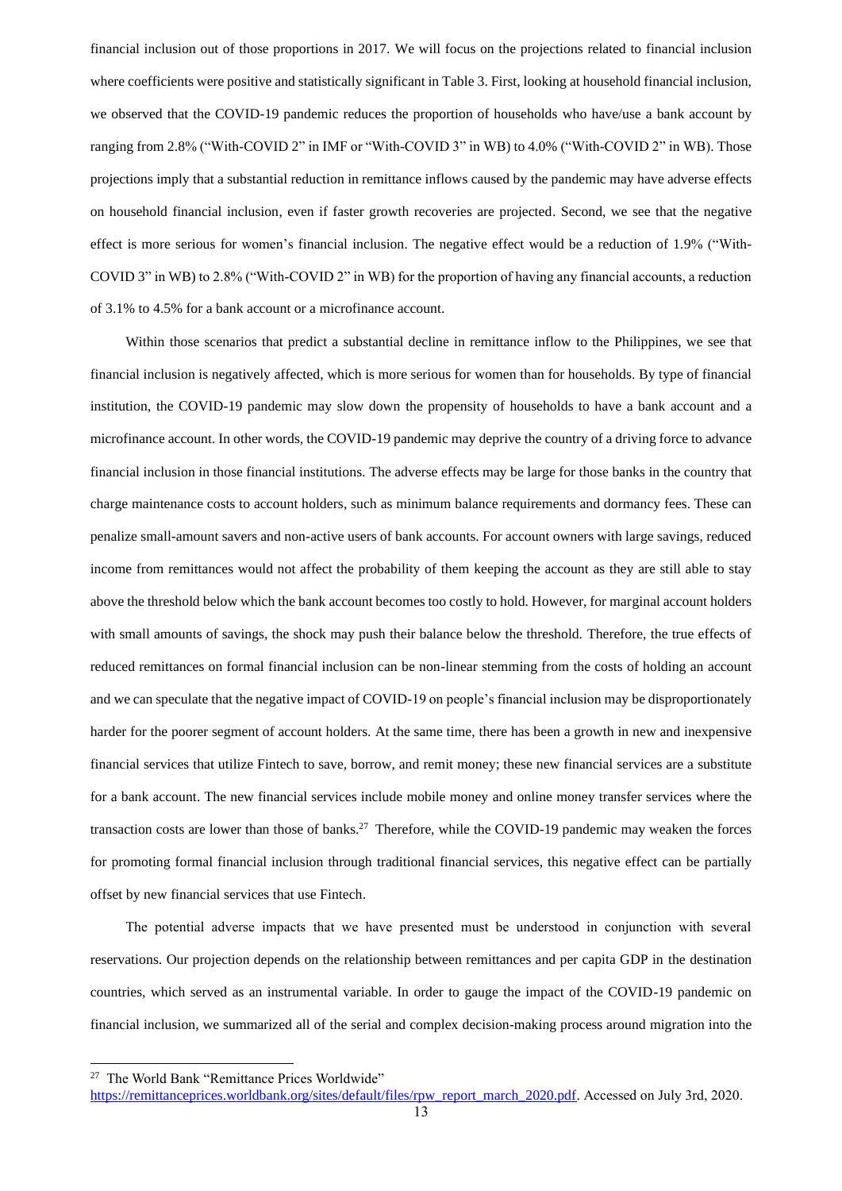financial inclusion out of those proportions in 2017. We will focus on the projections related to financial inclusion where coefficients were positive and statistically significant in Table 3. First, looking at household financial inclusion, we observed that the COVID-19 pandemic reduces the proportion of households who have/use a bank account by ranging from 2.8% ("With-COVID 2" in IMF or "With-COVID 3" in WB) to 4.0% ("With-COVID 2" in WB). Those projections imply that a substantial reduction in remittance inflows caused by the pandemic may have adverse effects on household financial inclusion, even if faster growth recoveries are projected. Second, we see that the negative effect is more serious for women's financial inclusion. The negative effect would be a reduction of 1.9% ("With-COVID 3" in WB) to 2.8% ("With-COVID 2" in WB) for the proportion of having any financial accounts, a reduction of 3.1% to 4.5% for a bank account or a microfinance account.

Within those scenarios that predict a substantial decline in remittance inflow to the Philippines, we see that financial inclusion is negatively affected, which is more serious for women than for households. By type of financial institution, the COVID-19 pandemic may slow down the propensity of households to have a bank account and a microfinance account. In other words, the COVID-19 pandemic may deprive the country of a driving force to advance financial inclusion in those financial institutions. The adverse effects may be large for those banks in the country that charge maintenance costs to account holders, such as minimum balance requirements and dormancy fees. These can penalize small-amount savers and non-active users of bank accounts. For account owners with large savings, reduced income from remittances would not affect the probability of them keeping the account as they are still able to stay above the threshold below which the bank account becomes too costly to hold. However, for marginal account holders with small amounts of savings, the shock may push their balance below the threshold. Therefore, the true effects of reduced remittances on formal financial inclusion can be non-linear stemming from the costs of holding an account and we can speculate that the negative impact of COVID-19 on people's financial inclusion may be disproportionately harder for the poorer segment of account holders. At the same time, there has been a growth in new and inexpensive financial services that utilize Fintech to save, borrow, and remit money; these new financial services are a substitute for a bank account. The new financial services include mobile money and online money transfer services where the transaction costs are lower than those of banks.[27] Therefore, while the COVID-19 pandemic may weaken the forces for promoting formal financial inclusion through traditional financial services, this negative effect can be partially offset by new financial services that use Fintech.

The potential adverse impacts that we have presented must be understood in conjunction with several reservations. Our projection depends on the relationship between remittances and per capita GDP in the destination countries, which served as an instrumental variable. In order to gauge the impact of the COVID-19 pandemic on financial inclusion, we summarized all of the serial and complex decision-making process around migration into the

[27] The World Bank "Remittance Prices Worldwide" https://remittanceprices.worldbank.org/sites/default/files/rpw_report_march_2020.pdf. Accessed on July 3rd, 2020.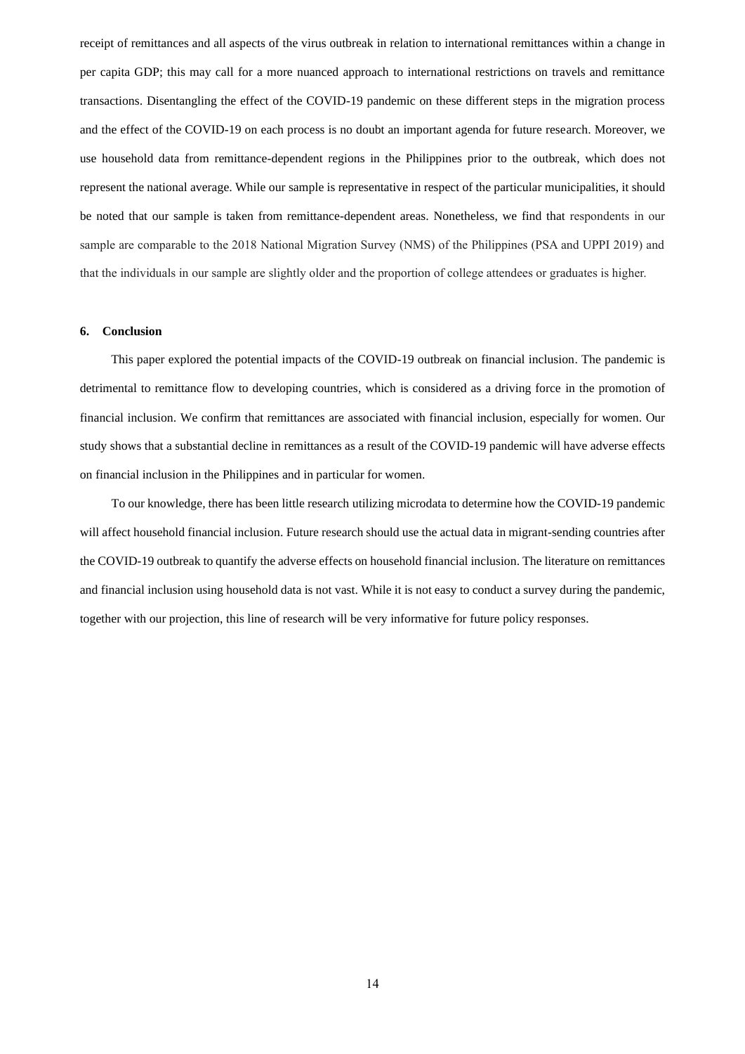receipt of remittances and all aspects of the virus outbreak in relation to international remittances within a change in per capita GDP; this may call for a more nuanced approach to international restrictions on travels and remittance transactions. Disentangling the effect of the COVID-19 pandemic on these different steps in the migration process and the effect of the COVID-19 on each process is no doubt an important agenda for future research. Moreover, we use household data from remittance-dependent regions in the Philippines prior to the outbreak, which does not represent the national average. While our sample is representative in respect of the particular municipalities, it should be noted that our sample is taken from remittance-dependent areas. Nonetheless, we find that respondents in our sample are comparable to the 2018 National Migration Survey (NMS) of the Philippines (PSA and UPPI 2019) and that the individuals in our sample are slightly older and the proportion of college attendees or graduates is higher.

## 6. Conclusion

This paper explored the potential impacts of the COVID-19 outbreak on financial inclusion. The pandemic is detrimental to remittance flow to developing countries, which is considered as a driving force in the promotion of financial inclusion. We confirm that remittances are associated with financial inclusion, especially for women. Our study shows that a substantial decline in remittances as a result of the COVID-19 pandemic will have adverse effects on financial inclusion in the Philippines and in particular for women.

To our knowledge, there has been little research utilizing microdata to determine how the COVID-19 pandemic will affect household financial inclusion. Future research should use the actual data in migrant-sending countries after the COVID-19 outbreak to quantify the adverse effects on household financial inclusion. The literature on remittances and financial inclusion using household data is not vast. While it is not easy to conduct a survey during the pandemic, together with our projection, this line of research will be very informative for future policy responses.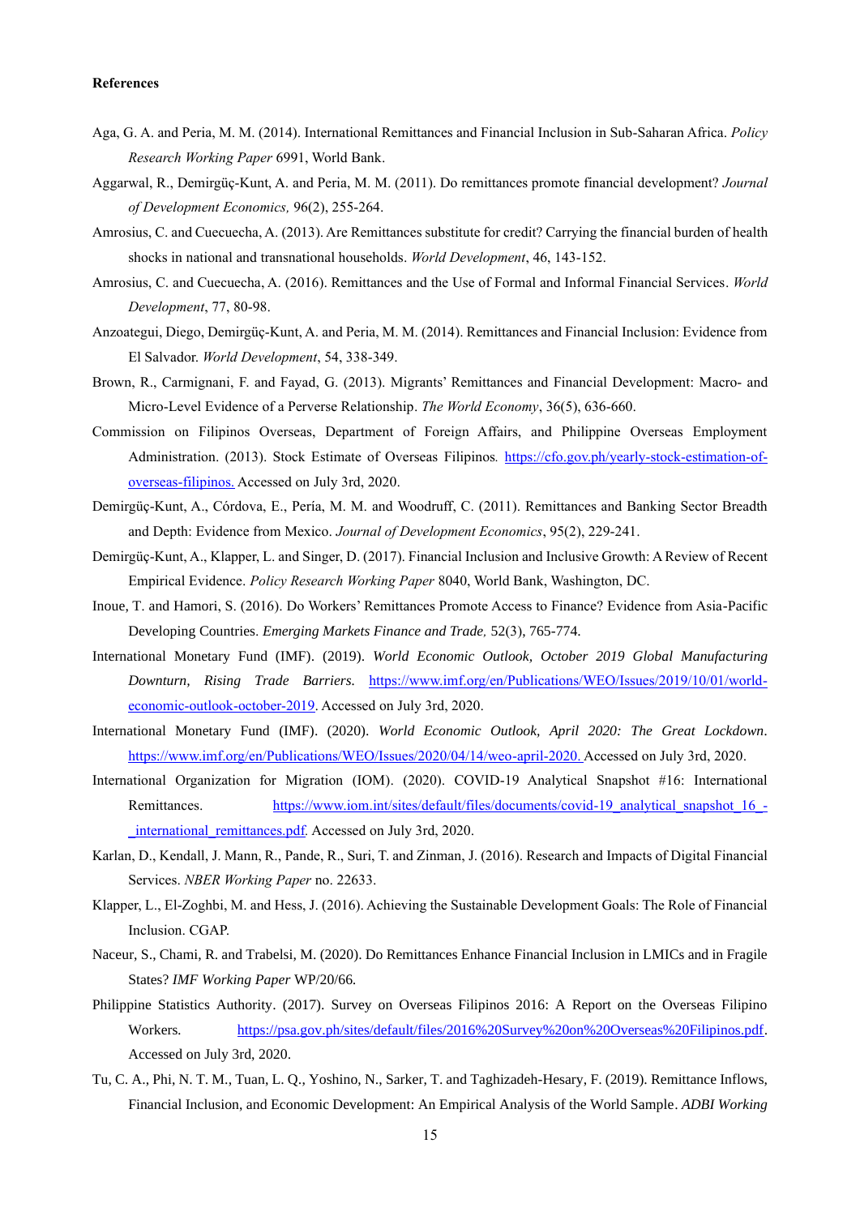**References**

Aga, G. A. and Peria, M. M. (2014). International Remittances and Financial Inclusion in Sub-Saharan Africa. *Policy Research Working Paper* 6991, World Bank.

Aggarwal, R., Demirgüç-Kunt, A. and Peria, M. M. (2011). Do remittances promote financial development? *Journal of Development Economics,* 96(2), 255-264.

Amrosius, C. and Cuecuecha, A. (2013). Are Remittances substitute for credit? Carrying the financial burden of health shocks in national and transnational households. *World Development*, 46, 143-152.

Amrosius, C. and Cuecuecha, A. (2016). Remittances and the Use of Formal and Informal Financial Services. *World Development*, 77, 80-98.

Anzoategui, Diego, Demirgüç-Kunt, A. and Peria, M. M. (2014). Remittances and Financial Inclusion: Evidence from El Salvador. *World Development*, 54, 338-349.

Brown, R., Carmignani, F. and Fayad, G. (2013). Migrants' Remittances and Financial Development: Macro- and Micro-Level Evidence of a Perverse Relationship. *The World Economy*, 36(5), 636-660.

Commission on Filipinos Overseas, Department of Foreign Affairs, and Philippine Overseas Employment Administration. (2013). Stock Estimate of Overseas Filipinos*.* https://cfo.gov.ph/yearly-stock-estimation-of-overseas-filipinos. Accessed on July 3rd, 2020.

Demirgüç-Kunt, A., Córdova, E., Pería, M. M. and Woodruff, C. (2011). Remittances and Banking Sector Breadth and Depth: Evidence from Mexico. *Journal of Development Economics*, 95(2), 229-241.

Demirgüç-Kunt, A., Klapper, L. and Singer, D. (2017). Financial Inclusion and Inclusive Growth: A Review of Recent Empirical Evidence. *Policy Research Working Paper* 8040, World Bank, Washington, DC.

Inoue, T. and Hamori, S. (2016). Do Workers' Remittances Promote Access to Finance? Evidence from Asia-Pacific Developing Countries. *Emerging Markets Finance and Trade,* 52(3), 765-774.

International Monetary Fund (IMF). (2019). *World Economic Outlook, October 2019 Global Manufacturing Downturn, Rising Trade Barriers.* https://www.imf.org/en/Publications/WEO/Issues/2019/10/01/world-economic-outlook-october-2019. Accessed on July 3rd, 2020.

International Monetary Fund (IMF). (2020). *World Economic Outlook, April 2020: The Great Lockdown*. https://www.imf.org/en/Publications/WEO/Issues/2020/04/14/weo-april-2020. Accessed on July 3rd, 2020.

International Organization for Migration (IOM). (2020). COVID-19 Analytical Snapshot #16: International Remittances. https://www.iom.int/sites/default/files/documents/covid-19_analytical_snapshot_16_-_international_remittances.pdf*.* Accessed on July 3rd, 2020.

Karlan, D., Kendall, J. Mann, R., Pande, R., Suri, T. and Zinman, J. (2016). Research and Impacts of Digital Financial Services. *NBER Working Paper* no. 22633.

Klapper, L., El-Zoghbi, M. and Hess, J. (2016). Achieving the Sustainable Development Goals: The Role of Financial Inclusion. CGAP.

Naceur, S., Chami, R. and Trabelsi, M. (2020). Do Remittances Enhance Financial Inclusion in LMICs and in Fragile States? *IMF Working Paper* WP/20/66.

Philippine Statistics Authority. (2017). Survey on Overseas Filipinos 2016: A Report on the Overseas Filipino Workers. https://psa.gov.ph/sites/default/files/2016%20Survey%20on%20Overseas%20Filipinos.pdf. Accessed on July 3rd, 2020.

Tu, C. A., Phi, N. T. M., Tuan, L. Q., Yoshino, N., Sarker, T. and Taghizadeh-Hesary, F. (2019). Remittance Inflows, Financial Inclusion, and Economic Development: An Empirical Analysis of the World Sample. *ADBI Working*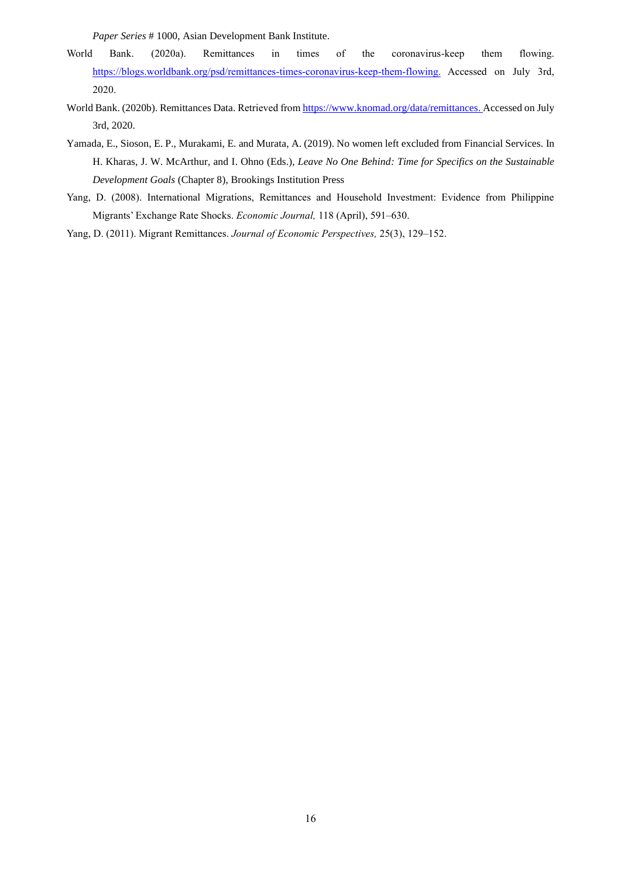*Paper Series* # 1000, Asian Development Bank Institute.

World Bank. (2020a). Remittances in times of the coronavirus-keep them flowing. https://blogs.worldbank.org/psd/remittances-times-coronavirus-keep-them-flowing. Accessed on July 3rd, 2020.

World Bank. (2020b). Remittances Data. Retrieved from https://www.knomad.org/data/remittances. Accessed on July 3rd, 2020.

Yamada, E., Sioson, E. P., Murakami, E. and Murata, A. (2019). No women left excluded from Financial Services. In H. Kharas, J. W. McArthur, and I. Ohno (Eds.), *Leave No One Behind: Time for Specifics on the Sustainable Development Goals* (Chapter 8), Brookings Institution Press

Yang, D. (2008). International Migrations, Remittances and Household Investment: Evidence from Philippine Migrants' Exchange Rate Shocks. *Economic Journal,* 118 (April), 591–630.

Yang, D. (2011). Migrant Remittances. *Journal of Economic Perspectives,* 25(3), 129–152.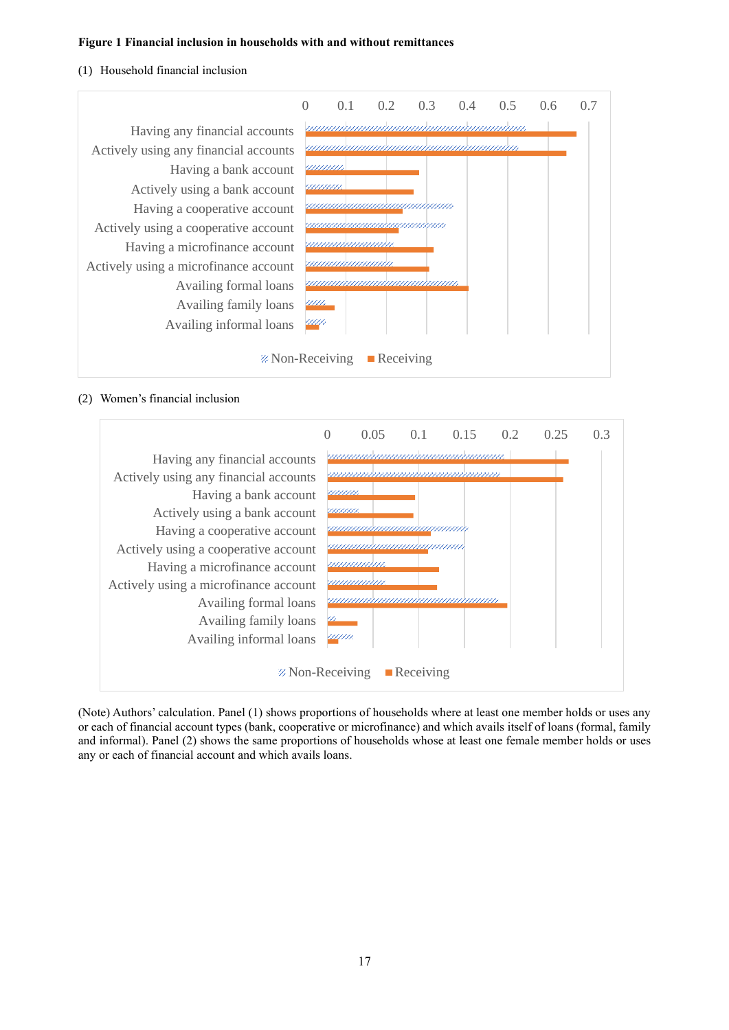**Figure 1 Financial inclusion in households with and without remittances**

(1) Household financial inclusion

(2) Women's financial inclusion

(Note) Authors' calculation. Panel (1) shows proportions of households where at least one member holds or uses any or each of financial account types (bank, cooperative or microfinance) and which avails itself of loans (formal, family and informal). Panel (2) shows the same proportions of households whose at least one female member holds or uses any or each of financial account and which avails loans.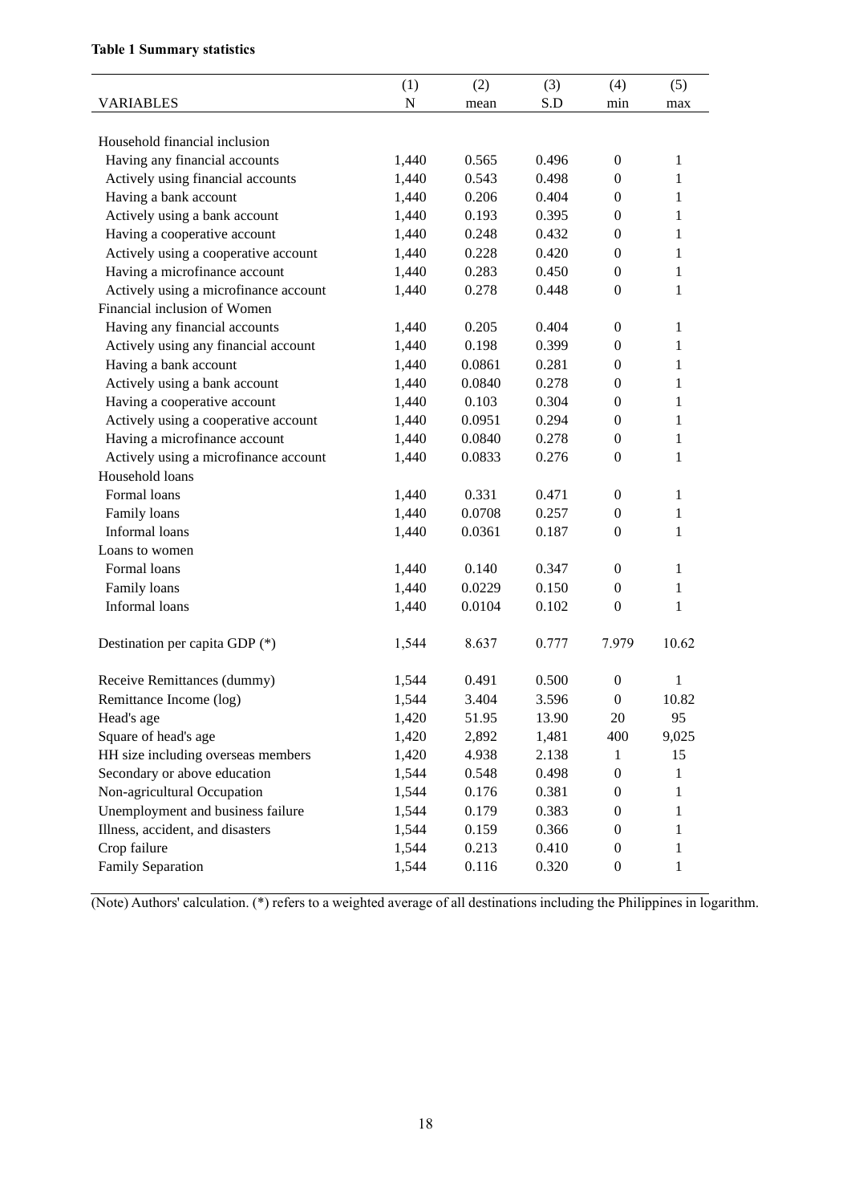**Table 1 Summary statistics**

| VARIABLES | (1)<br>N | (2)<br>mean | (3)<br>S.D | (4)<br>min | (5)<br>max |
|---|---|---|---|---|---|
| Household financial inclusion | | | | | |
| Having any financial accounts | 1,440 | 0.565 | 0.496 | 0 | 1 |
| Actively using financial accounts | 1,440 | 0.543 | 0.498 | 0 | 1 |
| Having a bank account | 1,440 | 0.206 | 0.404 | 0 | 1 |
| Actively using a bank account | 1,440 | 0.193 | 0.395 | 0 | 1 |
| Having a cooperative account | 1,440 | 0.248 | 0.432 | 0 | 1 |
| Actively using a cooperative account | 1,440 | 0.228 | 0.420 | 0 | 1 |
| Having a microfinance account | 1,440 | 0.283 | 0.450 | 0 | 1 |
| Actively using a microfinance account | 1,440 | 0.278 | 0.448 | 0 | 1 |
| Financial inclusion of Women | | | | | |
| Having any financial accounts | 1,440 | 0.205 | 0.404 | 0 | 1 |
| Actively using any financial account | 1,440 | 0.198 | 0.399 | 0 | 1 |
| Having a bank account | 1,440 | 0.0861 | 0.281 | 0 | 1 |
| Actively using a bank account | 1,440 | 0.0840 | 0.278 | 0 | 1 |
| Having a cooperative account | 1,440 | 0.103 | 0.304 | 0 | 1 |
| Actively using a cooperative account | 1,440 | 0.0951 | 0.294 | 0 | 1 |
| Having a microfinance account | 1,440 | 0.0840 | 0.278 | 0 | 1 |
| Actively using a microfinance account | 1,440 | 0.0833 | 0.276 | 0 | 1 |
| Household loans | | | | | |
| Formal loans | 1,440 | 0.331 | 0.471 | 0 | 1 |
| Family loans | 1,440 | 0.0708 | 0.257 | 0 | 1 |
| Informal loans | 1,440 | 0.0361 | 0.187 | 0 | 1 |
| Loans to women | | | | | |
| Formal loans | 1,440 | 0.140 | 0.347 | 0 | 1 |
| Family loans | 1,440 | 0.0229 | 0.150 | 0 | 1 |
| Informal loans | 1,440 | 0.0104 | 0.102 | 0 | 1 |
| Destination per capita GDP (*) | 1,544 | 8.637 | 0.777 | 7.979 | 10.62 |
| Receive Remittances (dummy) | 1,544 | 0.491 | 0.500 | 0 | 1 |
| Remittance Income (log) | 1,544 | 3.404 | 3.596 | 0 | 10.82 |
| Head's age | 1,420 | 51.95 | 13.90 | 20 | 95 |
| Square of head's age | 1,420 | 2,892 | 1,481 | 400 | 9,025 |
| HH size including overseas members | 1,420 | 4.938 | 2.138 | 1 | 15 |
| Secondary or above education | 1,544 | 0.548 | 0.498 | 0 | 1 |
| Non-agricultural Occupation | 1,544 | 0.176 | 0.381 | 0 | 1 |
| Unemployment and business failure | 1,544 | 0.179 | 0.383 | 0 | 1 |
| Illness, accident, and disasters | 1,544 | 0.159 | 0.366 | 0 | 1 |
| Crop failure | 1,544 | 0.213 | 0.410 | 0 | 1 |
| Family Separation | 1,544 | 0.116 | 0.320 | 0 | 1 |

(Note) Authors' calculation. (*) refers to a weighted average of all destinations including the Philippines in logarithm.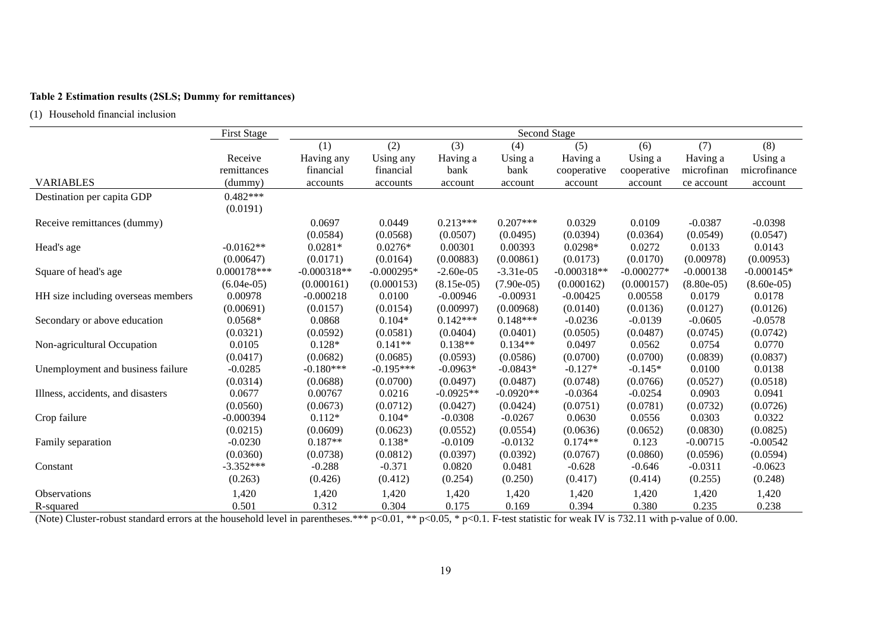**Table 2 Estimation results (2SLS; Dummy for remittances)**

(1) Household financial inclusion

| | First Stage | Second Stage | | | | | | | |
|---|---|---|---|---|---|---|---|---|---|
| | | (1) | (2) | (3) | (4) | (5) | (6) | (7) | (8) |
| VARIABLES | Receive remittances (dummy) | Having any financial accounts | Using any financial accounts | Having a bank account | Using a bank account | Having a cooperative account | Using a cooperative account | Having a microfinance account | Using a microfinance account |
| Destination per capita GDP | 0.482*** | | | | | | | | |
| | (0.0191) | | | | | | | | |
| Receive remittances (dummy) | | 0.0697 | 0.0449 | 0.213*** | 0.207*** | 0.0329 | 0.0109 | -0.0387 | -0.0398 |
| | | (0.0584) | (0.0568) | (0.0507) | (0.0495) | (0.0394) | (0.0364) | (0.0549) | (0.0547) |
| Head's age | -0.0162** | 0.0281* | 0.0276* | 0.00301 | 0.00393 | 0.0298* | 0.0272 | 0.0133 | 0.0143 |
| | (0.00647) | (0.0171) | (0.0164) | (0.00883) | (0.00861) | (0.0173) | (0.0170) | (0.00978) | (0.00953) |
| Square of head's age | 0.000178*** | -0.000318** | -0.000295* | -2.60e-05 | -3.31e-05 | -0.000318** | -0.000277* | -0.000138 | -0.000145* |
| | (6.04e-05) | (0.000161) | (0.000153) | (8.15e-05) | (7.90e-05) | (0.000162) | (0.000157) | (8.80e-05) | (8.60e-05) |
| HH size including overseas members | 0.00978 | -0.000218 | 0.0100 | -0.00946 | -0.00931 | -0.00425 | 0.00558 | 0.0179 | 0.0178 |
| | (0.00691) | (0.0157) | (0.0154) | (0.00997) | (0.00968) | (0.0140) | (0.0136) | (0.0127) | (0.0126) |
| Secondary or above education | 0.0568* | 0.0868 | 0.104* | 0.142*** | 0.148*** | -0.0236 | -0.0139 | -0.0605 | -0.0578 |
| | (0.0321) | (0.0592) | (0.0581) | (0.0404) | (0.0401) | (0.0505) | (0.0487) | (0.0745) | (0.0742) |
| Non-agricultural Occupation | 0.0105 | 0.128* | 0.141** | 0.138** | 0.134** | 0.0497 | 0.0562 | 0.0754 | 0.0770 |
| | (0.0417) | (0.0682) | (0.0685) | (0.0593) | (0.0586) | (0.0700) | (0.0700) | (0.0839) | (0.0837) |
| Unemployment and business failure | -0.0285 | -0.180*** | -0.195*** | -0.0963* | -0.0843* | -0.127* | -0.145* | 0.0100 | 0.0138 |
| | (0.0314) | (0.0688) | (0.0700) | (0.0497) | (0.0487) | (0.0748) | (0.0766) | (0.0527) | (0.0518) |
| Illness, accidents, and disasters | 0.0677 | 0.00767 | 0.0216 | -0.0925** | -0.0920** | -0.0364 | -0.0254 | 0.0903 | 0.0941 |
| | (0.0560) | (0.0673) | (0.0712) | (0.0427) | (0.0424) | (0.0751) | (0.0781) | (0.0732) | (0.0726) |
| Crop failure | -0.000394 | 0.112* | 0.104* | -0.0308 | -0.0267 | 0.0630 | 0.0556 | 0.0303 | 0.0322 |
| | (0.0215) | (0.0609) | (0.0623) | (0.0552) | (0.0554) | (0.0636) | (0.0652) | (0.0830) | (0.0825) |
| Family separation | -0.0230 | 0.187** | 0.138* | -0.0109 | -0.0132 | 0.174** | 0.123 | -0.00715 | -0.00542 |
| | (0.0360) | (0.0738) | (0.0812) | (0.0397) | (0.0392) | (0.0767) | (0.0860) | (0.0596) | (0.0594) |
| Constant | -3.352*** | -0.288 | -0.371 | 0.0820 | 0.0481 | -0.628 | -0.646 | -0.0311 | -0.0623 |
| | (0.263) | (0.426) | (0.412) | (0.254) | (0.250) | (0.417) | (0.414) | (0.255) | (0.248) |
| Observations | 1,420 | 1,420 | 1,420 | 1,420 | 1,420 | 1,420 | 1,420 | 1,420 | 1,420 |
| R-squared | 0.501 | 0.312 | 0.304 | 0.175 | 0.169 | 0.394 | 0.380 | 0.235 | 0.238 |

(Note) Cluster-robust standard errors at the household level in parentheses.*** p<0.01, ** p<0.05, * p<0.1. F-test statistic for weak IV is 732.11 with p-value of 0.00.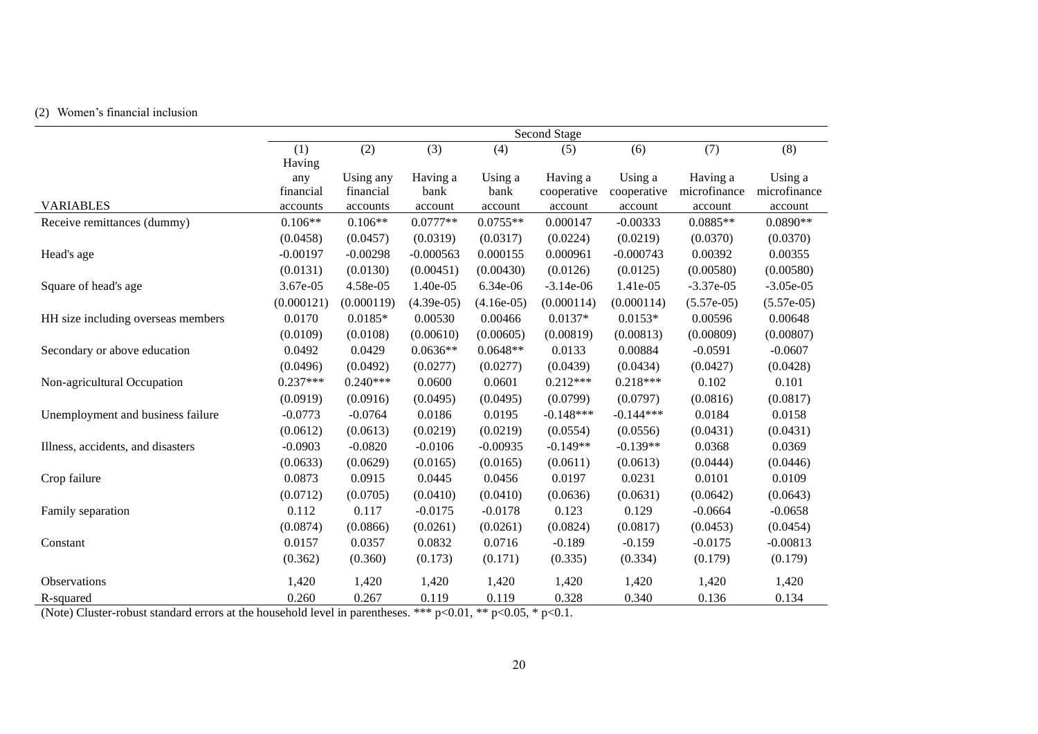(2) Women's financial inclusion

| | Second Stage | | | | | | | |
|---|---|---|---|---|---|---|---|---|
| | (1) | (2) | (3) | (4) | (5) | (6) | (7) | (8) |
| VARIABLES | Having any financial accounts | Using any financial accounts | Having a bank account | Using a bank account | Having a cooperative account | Using a cooperative account | Having a microfinance account | Using a microfinance account |
| Receive remittances (dummy) | 0.106** | 0.106** | 0.0777** | 0.0755** | 0.000147 | -0.00333 | 0.0885** | 0.0890** |
| | (0.0458) | (0.0457) | (0.0319) | (0.0317) | (0.0224) | (0.0219) | (0.0370) | (0.0370) |
| Head's age | -0.00197 | -0.00298 | -0.000563 | 0.000155 | 0.000961 | -0.000743 | 0.00392 | 0.00355 |
| | (0.0131) | (0.0130) | (0.00451) | (0.00430) | (0.0126) | (0.0125) | (0.00580) | (0.00580) |
| Square of head's age | 3.67e-05 | 4.58e-05 | 1.40e-05 | 6.34e-06 | -3.14e-06 | 1.41e-05 | -3.37e-05 | -3.05e-05 |
| | (0.000121) | (0.000119) | (4.39e-05) | (4.16e-05) | (0.000114) | (0.000114) | (5.57e-05) | (5.57e-05) |
| HH size including overseas members | 0.0170 | 0.0185* | 0.00530 | 0.00466 | 0.0137* | 0.0153* | 0.00596 | 0.00648 |
| | (0.0109) | (0.0108) | (0.00610) | (0.00605) | (0.00819) | (0.00813) | (0.00809) | (0.00807) |
| Secondary or above education | 0.0492 | 0.0429 | 0.0636** | 0.0648** | 0.0133 | 0.00884 | -0.0591 | -0.0607 |
| | (0.0496) | (0.0492) | (0.0277) | (0.0277) | (0.0439) | (0.0434) | (0.0427) | (0.0428) |
| Non-agricultural Occupation | 0.237*** | 0.240*** | 0.0600 | 0.0601 | 0.212*** | 0.218*** | 0.102 | 0.101 |
| | (0.0919) | (0.0916) | (0.0495) | (0.0495) | (0.0799) | (0.0797) | (0.0816) | (0.0817) |
| Unemployment and business failure | -0.0773 | -0.0764 | 0.0186 | 0.0195 | -0.148*** | -0.144*** | 0.0184 | 0.0158 |
| | (0.0612) | (0.0613) | (0.0219) | (0.0219) | (0.0554) | (0.0556) | (0.0431) | (0.0431) |
| Illness, accidents, and disasters | -0.0903 | -0.0820 | -0.0106 | -0.00935 | -0.149** | -0.139** | 0.0368 | 0.0369 |
| | (0.0633) | (0.0629) | (0.0165) | (0.0165) | (0.0611) | (0.0613) | (0.0444) | (0.0446) |
| Crop failure | 0.0873 | 0.0915 | 0.0445 | 0.0456 | 0.0197 | 0.0231 | 0.0101 | 0.0109 |
| | (0.0712) | (0.0705) | (0.0410) | (0.0410) | (0.0636) | (0.0631) | (0.0642) | (0.0643) |
| Family separation | 0.112 | 0.117 | -0.0175 | -0.0178 | 0.123 | 0.129 | -0.0664 | -0.0658 |
| | (0.0874) | (0.0866) | (0.0261) | (0.0261) | (0.0824) | (0.0817) | (0.0453) | (0.0454) |
| Constant | 0.0157 | 0.0357 | 0.0832 | 0.0716 | -0.189 | -0.159 | -0.0175 | -0.00813 |
| | (0.362) | (0.360) | (0.173) | (0.171) | (0.335) | (0.334) | (0.179) | (0.179) |
| Observations | 1,420 | 1,420 | 1,420 | 1,420 | 1,420 | 1,420 | 1,420 | 1,420 |
| R-squared | 0.260 | 0.267 | 0.119 | 0.119 | 0.328 | 0.340 | 0.136 | 0.134 |

(Note) Cluster-robust standard errors at the household level in parentheses. *** p<0.01, ** p<0.05, * p<0.1.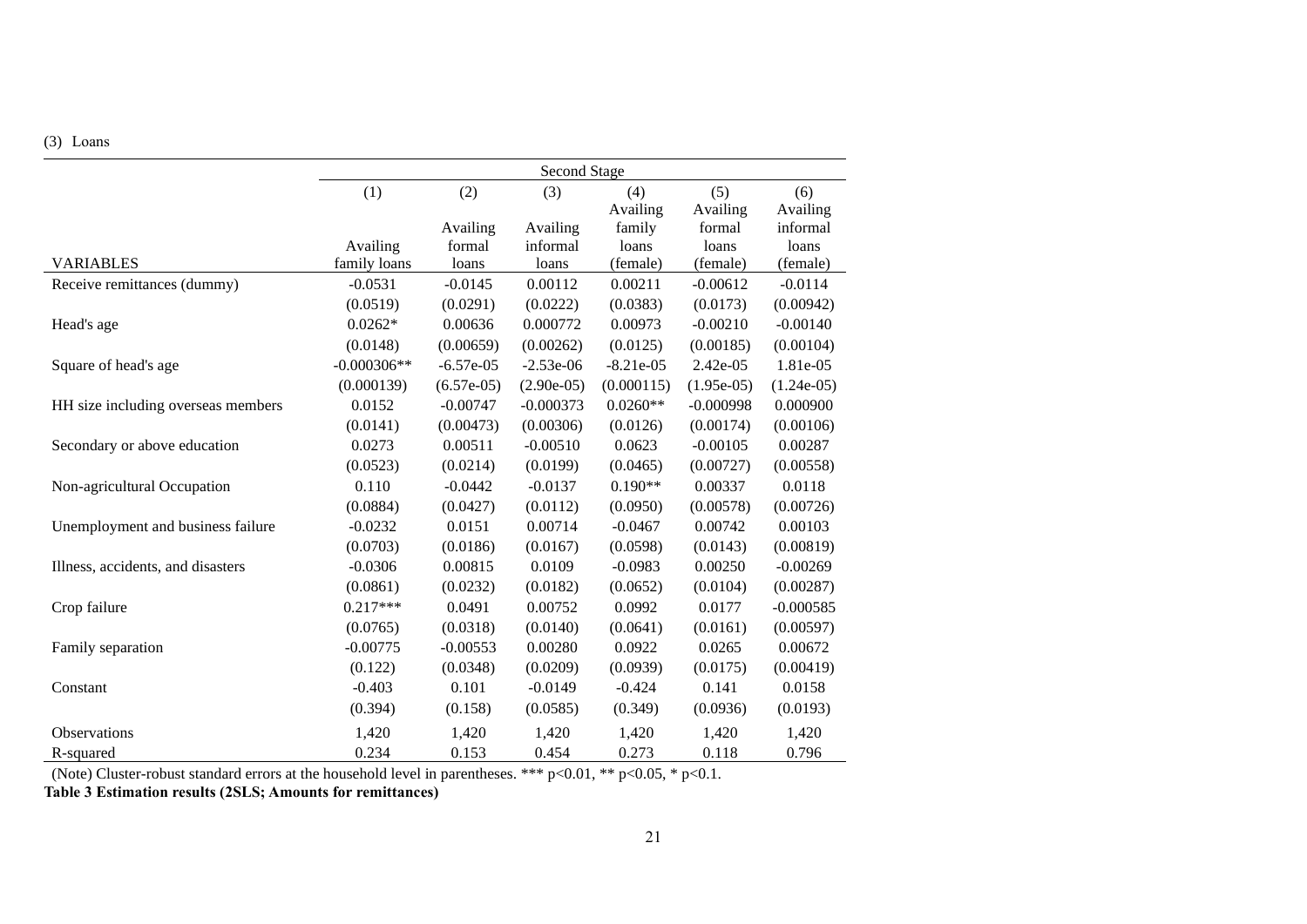(3) Loans

| | Second Stage | | | | | |
|---|---|---|---|---|---|---|
| | (1) | (2) | (3) | (4) | (5) | (6) |
| VARIABLES | Availing family loans | Availing formal loans | Availing informal loans | Availing family loans (female) | Availing formal loans (female) | Availing informal loans (female) |
| Receive remittances (dummy) | -0.0531 | -0.0145 | 0.00112 | 0.00211 | -0.00612 | -0.0114 |
| | (0.0519) | (0.0291) | (0.0222) | (0.0383) | (0.0173) | (0.00942) |
| Head's age | 0.0262* | 0.00636 | 0.000772 | 0.00973 | -0.00210 | -0.00140 |
| | (0.0148) | (0.00659) | (0.00262) | (0.0125) | (0.00185) | (0.00104) |
| Square of head's age | -0.000306** | -6.57e-05 | -2.53e-06 | -8.21e-05 | 2.42e-05 | 1.81e-05 |
| | (0.000139) | (6.57e-05) | (2.90e-05) | (0.000115) | (1.95e-05) | (1.24e-05) |
| HH size including overseas members | 0.0152 | -0.00747 | -0.000373 | 0.0260** | -0.000998 | 0.000900 |
| | (0.0141) | (0.00473) | (0.00306) | (0.0126) | (0.00174) | (0.00106) |
| Secondary or above education | 0.0273 | 0.00511 | -0.00510 | 0.0623 | -0.00105 | 0.00287 |
| | (0.0523) | (0.0214) | (0.0199) | (0.0465) | (0.00727) | (0.00558) |
| Non-agricultural Occupation | 0.110 | -0.0442 | -0.0137 | 0.190** | 0.00337 | 0.0118 |
| | (0.0884) | (0.0427) | (0.0112) | (0.0950) | (0.00578) | (0.00726) |
| Unemployment and business failure | -0.0232 | 0.0151 | 0.00714 | -0.0467 | 0.00742 | 0.00103 |
| | (0.0703) | (0.0186) | (0.0167) | (0.0598) | (0.0143) | (0.00819) |
| Illness, accidents, and disasters | -0.0306 | 0.00815 | 0.0109 | -0.0983 | 0.00250 | -0.00269 |
| | (0.0861) | (0.0232) | (0.0182) | (0.0652) | (0.0104) | (0.00287) |
| Crop failure | 0.217*** | 0.0491 | 0.00752 | 0.0992 | 0.0177 | -0.000585 |
| | (0.0765) | (0.0318) | (0.0140) | (0.0641) | (0.0161) | (0.00597) |
| Family separation | -0.00775 | -0.00553 | 0.00280 | 0.0922 | 0.0265 | 0.00672 |
| | (0.122) | (0.0348) | (0.0209) | (0.0939) | (0.0175) | (0.00419) |
| Constant | -0.403 | 0.101 | -0.0149 | -0.424 | 0.141 | 0.0158 |
| | (0.394) | (0.158) | (0.0585) | (0.349) | (0.0936) | (0.0193) |
| Observations | 1,420 | 1,420 | 1,420 | 1,420 | 1,420 | 1,420 |
| R-squared | 0.234 | 0.153 | 0.454 | 0.273 | 0.118 | 0.796 |

(Note) Cluster-robust standard errors at the household level in parentheses. *** p<0.01, ** p<0.05, * p<0.1.

**Table 3 Estimation results (2SLS; Amounts for remittances)**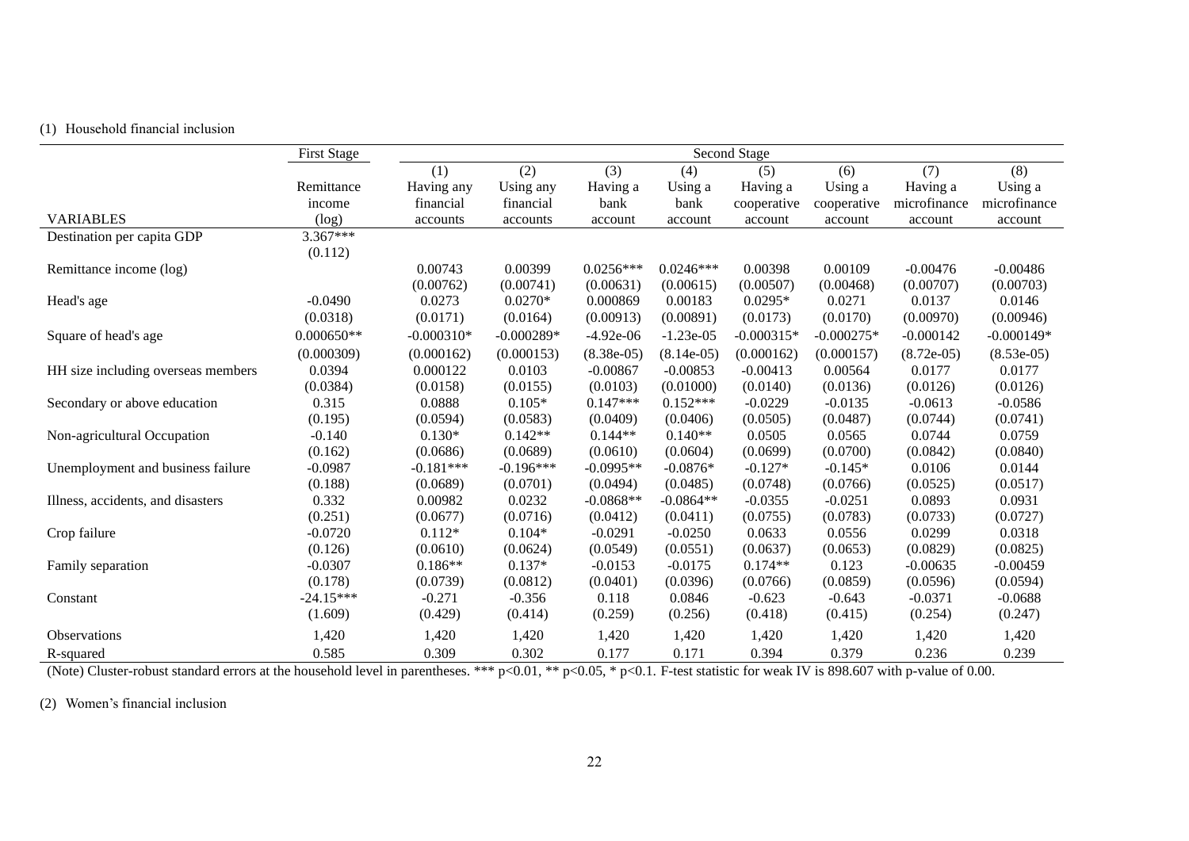(1) Household financial inclusion

| | First Stage | Second Stage | | | | | | | |
|---|---|---|---|---|---|---|---|---|---|
| | | (1) | (2) | (3) | (4) | (5) | (6) | (7) | (8) |
| VARIABLES | Remittance income (log) | Having any financial accounts | Using any financial accounts | Having a bank account | Using a bank account | Having a cooperative account | Using a cooperative account | Having a microfinance account | Using a microfinance account |
| Destination per capita GDP | 3.367*** | | | | | | | | |
| | (0.112) | | | | | | | | |
| Remittance income (log) | | 0.00743 | 0.00399 | 0.0256*** | 0.0246*** | 0.00398 | 0.00109 | -0.00476 | -0.00486 |
| | | (0.00762) | (0.00741) | (0.00631) | (0.00615) | (0.00507) | (0.00468) | (0.00707) | (0.00703) |
| Head's age | -0.0490 | 0.0273 | 0.0270* | 0.000869 | 0.00183 | 0.0295* | 0.0271 | 0.0137 | 0.0146 |
| | (0.0318) | (0.0171) | (0.0164) | (0.00913) | (0.00891) | (0.0173) | (0.0170) | (0.00970) | (0.00946) |
| Square of head's age | 0.000650** | -0.000310* | -0.000289* | -4.92e-06 | -1.23e-05 | -0.000315* | -0.000275* | -0.000142 | -0.000149* |
| | (0.000309) | (0.000162) | (0.000153) | (8.38e-05) | (8.14e-05) | (0.000162) | (0.000157) | (8.72e-05) | (8.53e-05) |
| HH size including overseas members | 0.0394 | 0.000122 | 0.0103 | -0.00867 | -0.00853 | -0.00413 | 0.00564 | 0.0177 | 0.0177 |
| | (0.0384) | (0.0158) | (0.0155) | (0.0103) | (0.01000) | (0.0140) | (0.0136) | (0.0126) | (0.0126) |
| Secondary or above education | 0.315 | 0.0888 | 0.105* | 0.147*** | 0.152*** | -0.0229 | -0.0135 | -0.0613 | -0.0586 |
| | (0.195) | (0.0594) | (0.0583) | (0.0409) | (0.0406) | (0.0505) | (0.0487) | (0.0744) | (0.0741) |
| Non-agricultural Occupation | -0.140 | 0.130* | 0.142** | 0.144** | 0.140** | 0.0505 | 0.0565 | 0.0744 | 0.0759 |
| | (0.162) | (0.0686) | (0.0689) | (0.0610) | (0.0604) | (0.0699) | (0.0700) | (0.0842) | (0.0840) |
| Unemployment and business failure | -0.0987 | -0.181*** | -0.196*** | -0.0995** | -0.0876* | -0.127* | -0.145* | 0.0106 | 0.0144 |
| | (0.188) | (0.0689) | (0.0701) | (0.0494) | (0.0485) | (0.0748) | (0.0766) | (0.0525) | (0.0517) |
| Illness, accidents, and disasters | 0.332 | 0.00982 | 0.0232 | -0.0868** | -0.0864** | -0.0355 | -0.0251 | 0.0893 | 0.0931 |
| | (0.251) | (0.0677) | (0.0716) | (0.0412) | (0.0411) | (0.0755) | (0.0783) | (0.0733) | (0.0727) |
| Crop failure | -0.0720 | 0.112* | 0.104* | -0.0291 | -0.0250 | 0.0633 | 0.0556 | 0.0299 | 0.0318 |
| | (0.126) | (0.0610) | (0.0624) | (0.0549) | (0.0551) | (0.0637) | (0.0653) | (0.0829) | (0.0825) |
| Family separation | -0.0307 | 0.186** | 0.137* | -0.0153 | -0.0175 | 0.174** | 0.123 | -0.00635 | -0.00459 |
| | (0.178) | (0.0739) | (0.0812) | (0.0401) | (0.0396) | (0.0766) | (0.0859) | (0.0596) | (0.0594) |
| Constant | -24.15*** | -0.271 | -0.356 | 0.118 | 0.0846 | -0.623 | -0.643 | -0.0371 | -0.0688 |
| | (1.609) | (0.429) | (0.414) | (0.259) | (0.256) | (0.418) | (0.415) | (0.254) | (0.247) |
| Observations | 1,420 | 1,420 | 1,420 | 1,420 | 1,420 | 1,420 | 1,420 | 1,420 | 1,420 |
| R-squared | 0.585 | 0.309 | 0.302 | 0.177 | 0.171 | 0.394 | 0.379 | 0.236 | 0.239 |

(Note) Cluster-robust standard errors at the household level in parentheses. *** p<0.01, ** p<0.05, * p<0.1. F-test statistic for weak IV is 898.607 with p-value of 0.00.

(2) Women's financial inclusion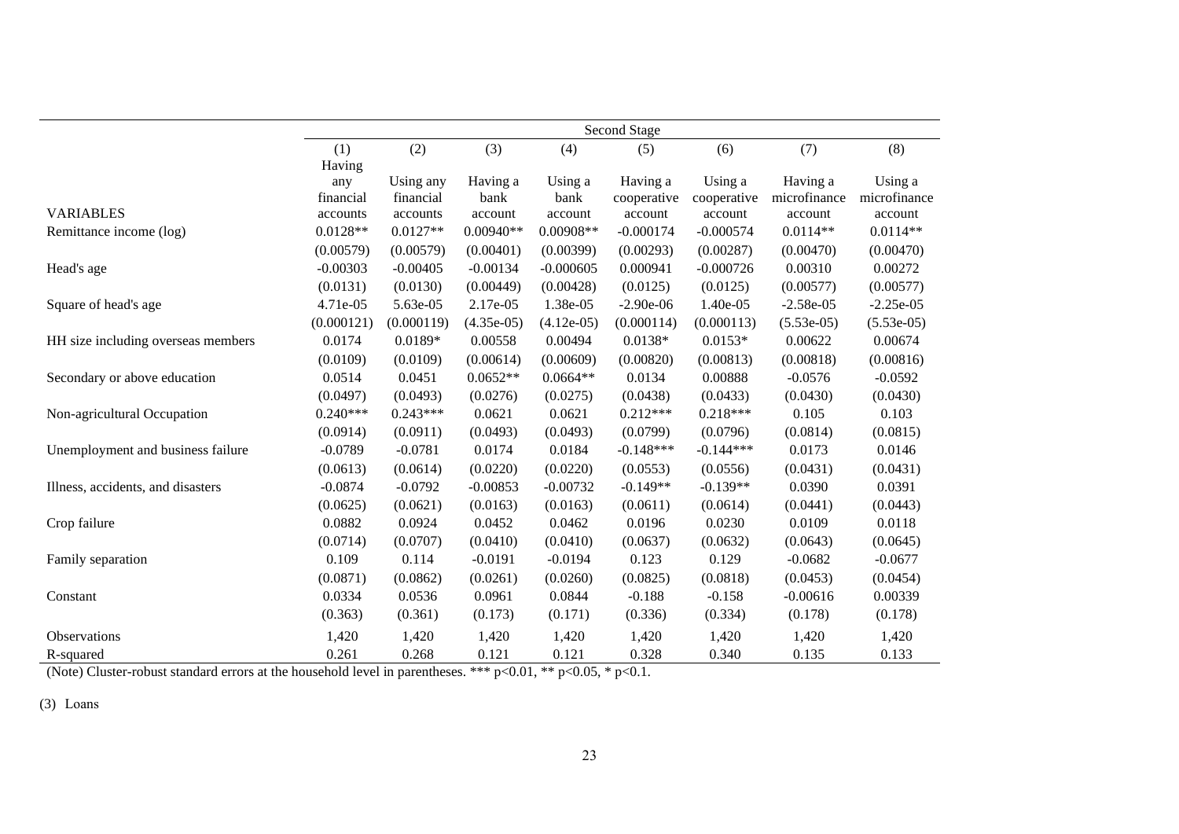| | Second Stage | | | | | | | |
|---|---|---|---|---|---|---|---|---|
| | (1) | (2) | (3) | (4) | (5) | (6) | (7) | (8) |
| VARIABLES | Having any financial accounts | Using any financial accounts | Having a bank account | Using a bank account | Having a cooperative account | Using a cooperative account | Having a microfinance account | Using a microfinance account |
| Remittance income (log) | 0.0128** | 0.0127** | 0.00940** | 0.00908** | -0.000174 | -0.000574 | 0.0114** | 0.0114** |
| | (0.00579) | (0.00579) | (0.00401) | (0.00399) | (0.00293) | (0.00287) | (0.00470) | (0.00470) |
| Head's age | -0.00303 | -0.00405 | -0.00134 | -0.000605 | 0.000941 | -0.000726 | 0.00310 | 0.00272 |
| | (0.0131) | (0.0130) | (0.00449) | (0.00428) | (0.0125) | (0.0125) | (0.00577) | (0.00577) |
| Square of head's age | 4.71e-05 | 5.63e-05 | 2.17e-05 | 1.38e-05 | -2.90e-06 | 1.40e-05 | -2.58e-05 | -2.25e-05 |
| | (0.000121) | (0.000119) | (4.35e-05) | (4.12e-05) | (0.000114) | (0.000113) | (5.53e-05) | (5.53e-05) |
| HH size including overseas members | 0.0174 | 0.0189* | 0.00558 | 0.00494 | 0.0138* | 0.0153* | 0.00622 | 0.00674 |
| | (0.0109) | (0.0109) | (0.00614) | (0.00609) | (0.00820) | (0.00813) | (0.00818) | (0.00816) |
| Secondary or above education | 0.0514 | 0.0451 | 0.0652** | 0.0664** | 0.0134 | 0.00888 | -0.0576 | -0.0592 |
| | (0.0497) | (0.0493) | (0.0276) | (0.0275) | (0.0438) | (0.0433) | (0.0430) | (0.0430) |
| Non-agricultural Occupation | 0.240*** | 0.243*** | 0.0621 | 0.0621 | 0.212*** | 0.218*** | 0.105 | 0.103 |
| | (0.0914) | (0.0911) | (0.0493) | (0.0493) | (0.0799) | (0.0796) | (0.0814) | (0.0815) |
| Unemployment and business failure | -0.0789 | -0.0781 | 0.0174 | 0.0184 | -0.148*** | -0.144*** | 0.0173 | 0.0146 |
| | (0.0613) | (0.0614) | (0.0220) | (0.0220) | (0.0553) | (0.0556) | (0.0431) | (0.0431) |
| Illness, accidents, and disasters | -0.0874 | -0.0792 | -0.00853 | -0.00732 | -0.149** | -0.139** | 0.0390 | 0.0391 |
| | (0.0625) | (0.0621) | (0.0163) | (0.0163) | (0.0611) | (0.0614) | (0.0441) | (0.0443) |
| Crop failure | 0.0882 | 0.0924 | 0.0452 | 0.0462 | 0.0196 | 0.0230 | 0.0109 | 0.0118 |
| | (0.0714) | (0.0707) | (0.0410) | (0.0410) | (0.0637) | (0.0632) | (0.0643) | (0.0645) |
| Family separation | 0.109 | 0.114 | -0.0191 | -0.0194 | 0.123 | 0.129 | -0.0682 | -0.0677 |
| | (0.0871) | (0.0862) | (0.0261) | (0.0260) | (0.0825) | (0.0818) | (0.0453) | (0.0454) |
| Constant | 0.0334 | 0.0536 | 0.0961 | 0.0844 | -0.188 | -0.158 | -0.00616 | 0.00339 |
| | (0.363) | (0.361) | (0.173) | (0.171) | (0.336) | (0.334) | (0.178) | (0.178) |
| Observations | 1,420 | 1,420 | 1,420 | 1,420 | 1,420 | 1,420 | 1,420 | 1,420 |
| R-squared | 0.261 | 0.268 | 0.121 | 0.121 | 0.328 | 0.340 | 0.135 | 0.133 |

(Note) Cluster-robust standard errors at the household level in parentheses. *** p<0.01, ** p<0.05, * p<0.1.

(3) Loans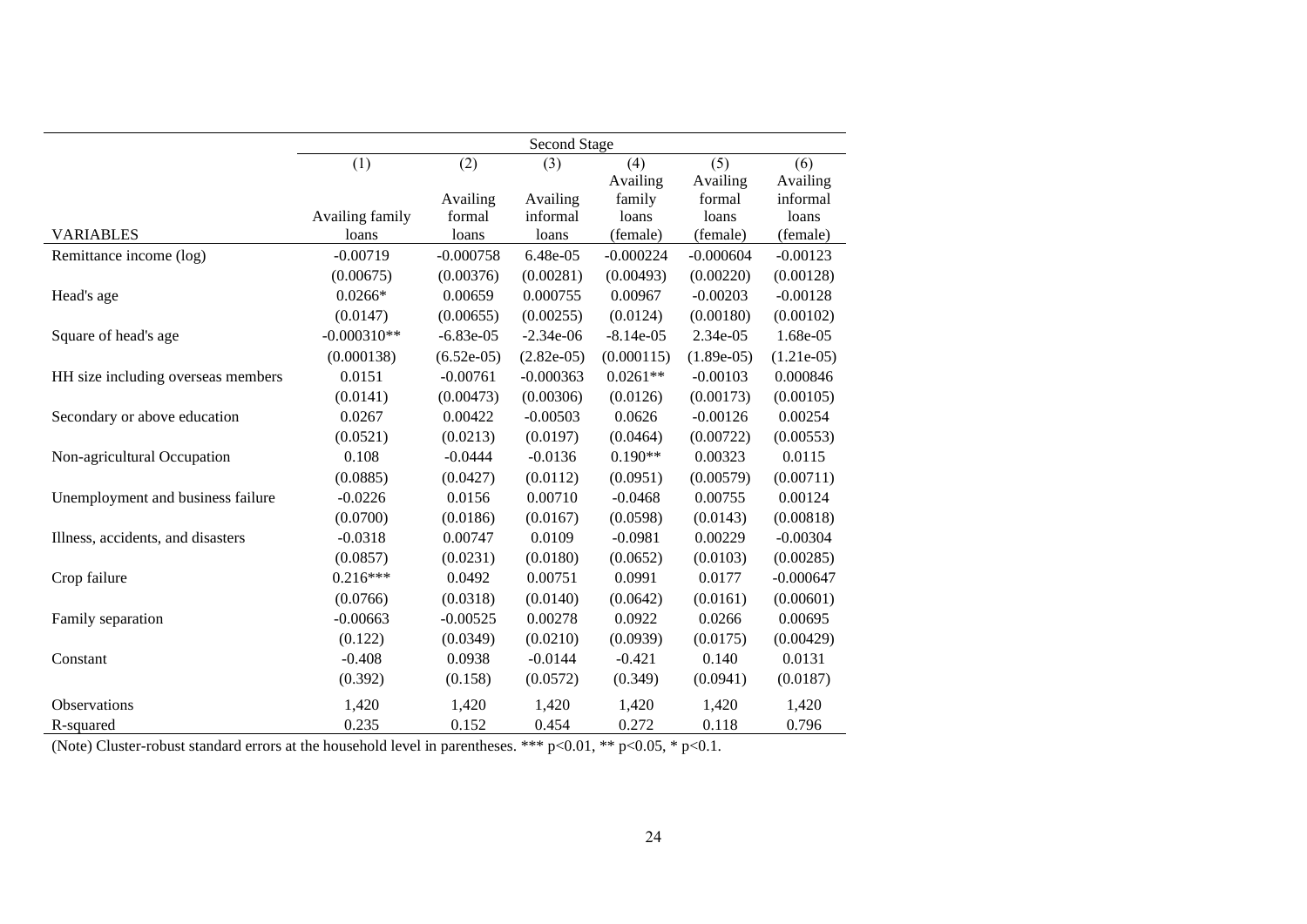| | Second Stage | | | | | |
|---|---|---|---|---|---|---|
| | (1) | (2) | (3) | (4) | (5) | (6) |
| VARIABLES | Availing family loans | Availing formal loans | Availing informal loans | Availing family loans (female) | Availing formal loans (female) | Availing informal loans (female) |
| Remittance income (log) | -0.00719 | -0.000758 | 6.48e-05 | -0.000224 | -0.000604 | -0.00123 |
| | (0.00675) | (0.00376) | (0.00281) | (0.00493) | (0.00220) | (0.00128) |
| Head's age | 0.0266* | 0.00659 | 0.000755 | 0.00967 | -0.00203 | -0.00128 |
| | (0.0147) | (0.00655) | (0.00255) | (0.0124) | (0.00180) | (0.00102) |
| Square of head's age | -0.000310** | -6.83e-05 | -2.34e-06 | -8.14e-05 | 2.34e-05 | 1.68e-05 |
| | (0.000138) | (6.52e-05) | (2.82e-05) | (0.000115) | (1.89e-05) | (1.21e-05) |
| HH size including overseas members | 0.0151 | -0.00761 | -0.000363 | 0.0261** | -0.00103 | 0.000846 |
| | (0.0141) | (0.00473) | (0.00306) | (0.0126) | (0.00173) | (0.00105) |
| Secondary or above education | 0.0267 | 0.00422 | -0.00503 | 0.0626 | -0.00126 | 0.00254 |
| | (0.0521) | (0.0213) | (0.0197) | (0.0464) | (0.00722) | (0.00553) |
| Non-agricultural Occupation | 0.108 | -0.0444 | -0.0136 | 0.190** | 0.00323 | 0.0115 |
| | (0.0885) | (0.0427) | (0.0112) | (0.0951) | (0.00579) | (0.00711) |
| Unemployment and business failure | -0.0226 | 0.0156 | 0.00710 | -0.0468 | 0.00755 | 0.00124 |
| | (0.0700) | (0.0186) | (0.0167) | (0.0598) | (0.0143) | (0.00818) |
| Illness, accidents, and disasters | -0.0318 | 0.00747 | 0.0109 | -0.0981 | 0.00229 | -0.00304 |
| | (0.0857) | (0.0231) | (0.0180) | (0.0652) | (0.0103) | (0.00285) |
| Crop failure | 0.216*** | 0.0492 | 0.00751 | 0.0991 | 0.0177 | -0.000647 |
| | (0.0766) | (0.0318) | (0.0140) | (0.0642) | (0.0161) | (0.00601) |
| Family separation | -0.00663 | -0.00525 | 0.00278 | 0.0922 | 0.0266 | 0.00695 |
| | (0.122) | (0.0349) | (0.0210) | (0.0939) | (0.0175) | (0.00429) |
| Constant | -0.408 | 0.0938 | -0.0144 | -0.421 | 0.140 | 0.0131 |
| | (0.392) | (0.158) | (0.0572) | (0.349) | (0.0941) | (0.0187) |
| Observations | 1,420 | 1,420 | 1,420 | 1,420 | 1,420 | 1,420 |
| R-squared | 0.235 | 0.152 | 0.454 | 0.272 | 0.118 | 0.796 |

(Note) Cluster-robust standard errors at the household level in parentheses. *** $p<0.01$, ** $p<0.05$, * $p<0.1$.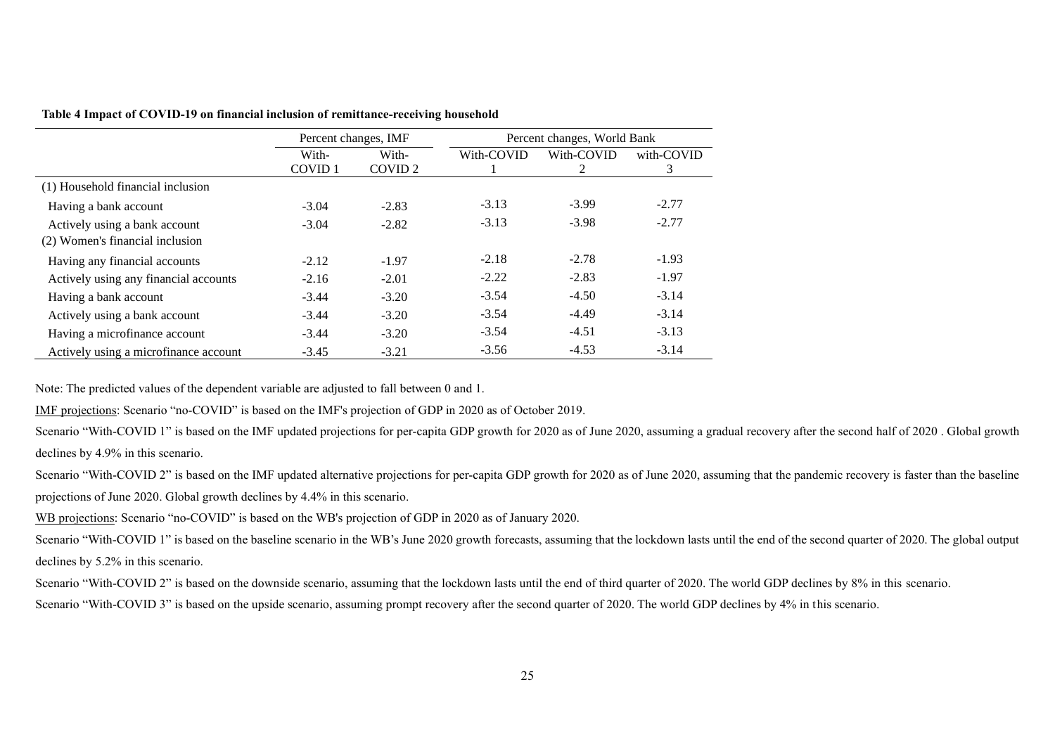**Table 4 Impact of COVID-19 on financial inclusion of remittance-receiving household**

| | Percent changes, IMF | | Percent changes, World Bank | | |
|---|---|---|---|---|---|
| | With-COVID 1 | With-COVID 2 | With-COVID 1 | With-COVID 2 | with-COVID 3 |
| (1) Household financial inclusion | | | | | |
| Having a bank account | -3.04 | -2.83 | -3.13 | -3.99 | -2.77 |
| Actively using a bank account | -3.04 | -2.82 | -3.13 | -3.98 | -2.77 |
| (2) Women's financial inclusion | | | | | |
| Having any financial accounts | -2.12 | -1.97 | -2.18 | -2.78 | -1.93 |
| Actively using any financial accounts | -2.16 | -2.01 | -2.22 | -2.83 | -1.97 |
| Having a bank account | -3.44 | -3.20 | -3.54 | -4.50 | -3.14 |
| Actively using a bank account | -3.44 | -3.20 | -3.54 | -4.49 | -3.14 |
| Having a microfinance account | -3.44 | -3.20 | -3.54 | -4.51 | -3.13 |
| Actively using a microfinance account | -3.45 | -3.21 | -3.56 | -4.53 | -3.14 |

Note: The predicted values of the dependent variable are adjusted to fall between 0 and 1.

IMF projections: Scenario "no-COVID" is based on the IMF's projection of GDP in 2020 as of October 2019.

Scenario "With-COVID 1" is based on the IMF updated projections for per-capita GDP growth for 2020 as of June 2020, assuming a gradual recovery after the second half of 2020 . Global growth declines by 4.9% in this scenario.

Scenario "With-COVID 2" is based on the IMF updated alternative projections for per-capita GDP growth for 2020 as of June 2020, assuming that the pandemic recovery is faster than the baseline projections of June 2020. Global growth declines by 4.4% in this scenario.

WB projections: Scenario "no-COVID" is based on the WB's projection of GDP in 2020 as of January 2020.

Scenario "With-COVID 1" is based on the baseline scenario in the WB's June 2020 growth forecasts, assuming that the lockdown lasts until the end of the second quarter of 2020. The global output declines by 5.2% in this scenario.

Scenario "With-COVID 2" is based on the downside scenario, assuming that the lockdown lasts until the end of third quarter of 2020. The world GDP declines by 8% in this scenario.

Scenario "With-COVID 3" is based on the upside scenario, assuming prompt recovery after the second quarter of 2020. The world GDP declines by 4% in this scenario.